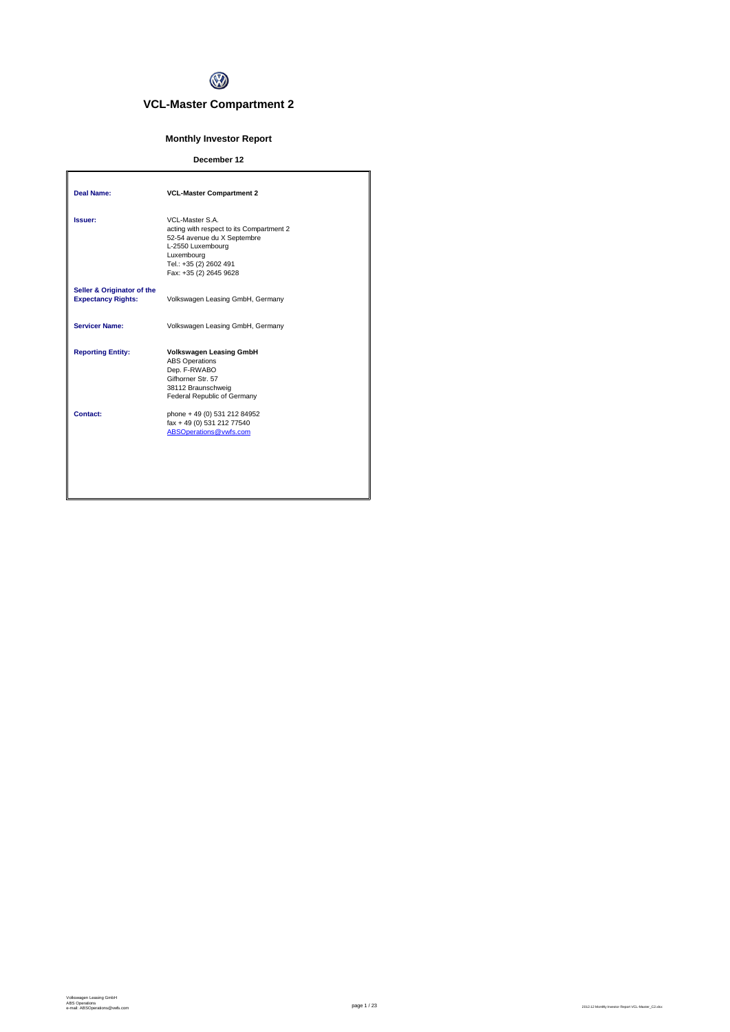# VCL-Master Compartment 2

## Monthly Investor Report

**December 12**

| | |
|---|---|
| **Deal Name:** | **VCL-Master Compartment 2** |
| **Issuer:** | VCL-Master S.A.<br>acting with respect to its Compartment 2<br>52-54 avenue du X Septembre<br>L-2550 Luxembourg<br>Luxembourg<br>Tel.: +35 (2) 2602 491<br>Fax: +35 (2) 2645 9628 |
| **Seller & Originator of the Expectancy Rights:** | Volkswagen Leasing GmbH, Germany |
| **Servicer Name:** | Volkswagen Leasing GmbH, Germany |
| **Reporting Entity:** | **Volkswagen Leasing GmbH**<br>ABS Operations<br>Dep. F-RWABO<br>Gifhorner Str. 57<br>38112 Braunschweig<br>Federal Republic of Germany |
| **Contact:** | phone + 49 (0) 531 212 84952<br>fax + 49 (0) 531 212 77540<br>ABSOperations@vwfs.com |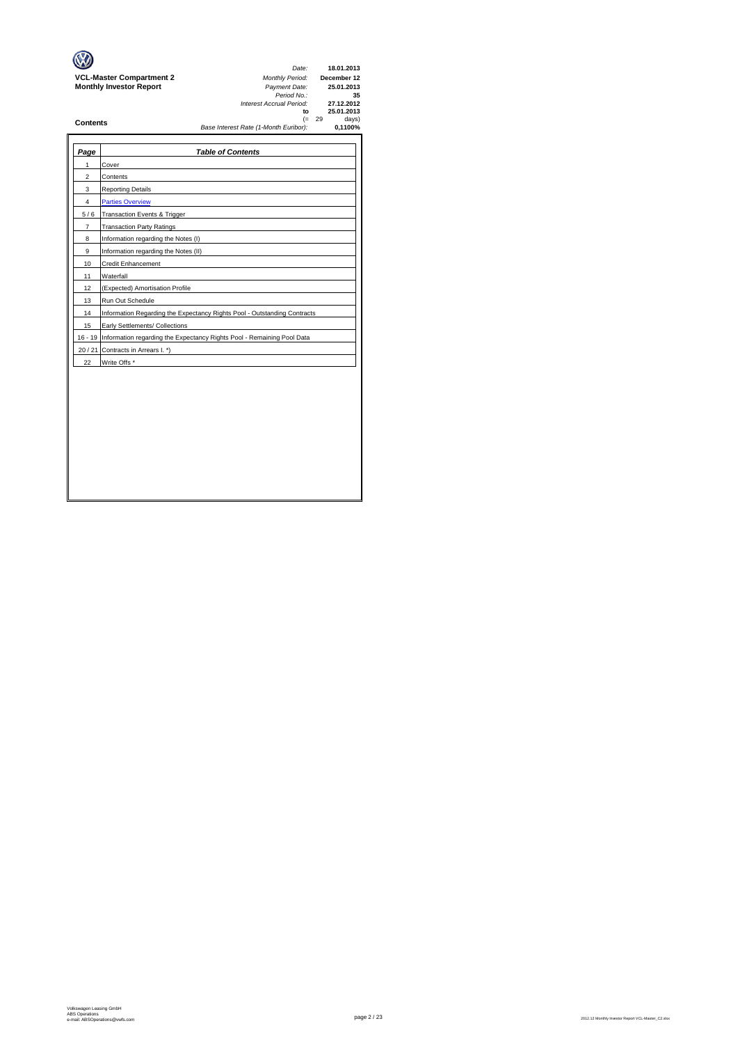**VCL-Master Compartment 2**
**Monthly Investor Report**

| | |
|---|---|
| *Date:* | **18.01.2013** |
| *Monthly Period:* | **December 12** |
| *Payment Date:* | **25.01.2013** |
| *Period No.:* | **35** |
| *Interest Accrual Period:* | **27.12.2012** |
| **to** | **25.01.2013** |
| (= | 29 days) |
| *Base Interest Rate (1-Month Euribor):* | **0,1100%** |

## Contents

| *Page* | *Table of Contents* |
|---|---|
| 1 | Cover |
| 2 | Contents |
| 3 | Reporting Details |
| 4 | Parties Overview |
| 5 / 6 | Transaction Events & Trigger |
| 7 | Transaction Party Ratings |
| 8 | Information regarding the Notes (I) |
| 9 | Information regarding the Notes (II) |
| 10 | Credit Enhancement |
| 11 | Waterfall |
| 12 | (Expected) Amortisation Profile |
| 13 | Run Out Schedule |
| 14 | Information Regarding the Expectancy Rights Pool - Outstanding Contracts |
| 15 | Early Settlements/ Collections |
| 16 - 19 | Information regarding the Expectancy Rights Pool - Remaining Pool Data |
| 20 / 21 | Contracts in Arrears I. *) |
| 22 | Write Offs * |

Volkswagen Leasing GmbH
ABS Operations
e-mail: ABSOperations@vwfs.com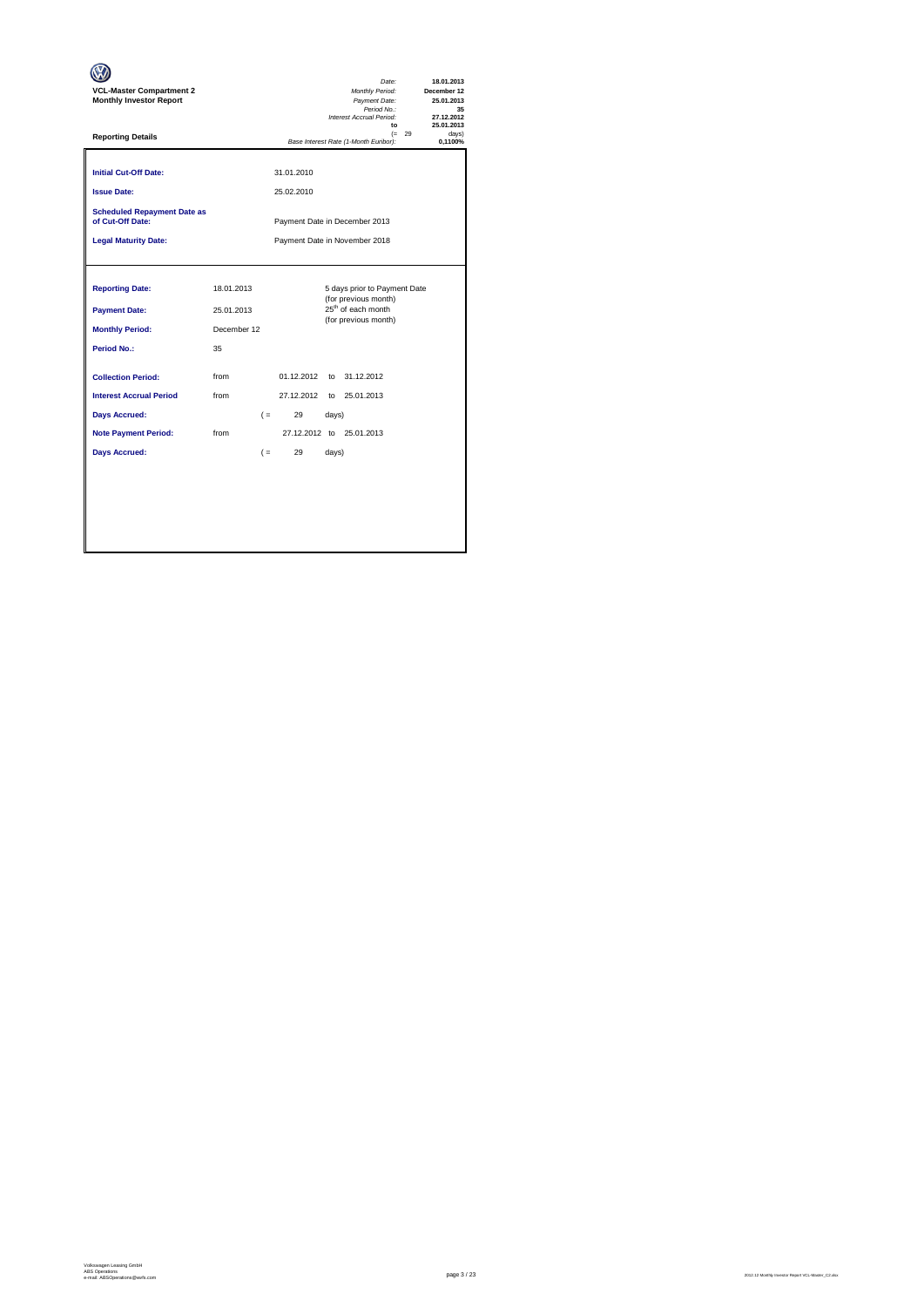**VCL-Master Compartment 2**
**Monthly Investor Report**

| | |
|---|---|
| *Date:* | **18.01.2013** |
| *Monthly Period:* | **December 12** |
| *Payment Date:* | **25.01.2013** |
| *Period No.:* | **35** |
| *Interest Accrual Period:* | **27.12.2012** |
| **to** | **25.01.2013** |
| (= 29 | days) |
| *Base Interest Rate (1-Month Euribor):* | **0,1100%** |

**Reporting Details**

| | | | | |
|---|---|---|---|---|
| **Initial Cut-Off Date:** | 31.01.2010 | | | |
| **Issue Date:** | 25.02.2010 | | | |
| **Scheduled Repayment Date as of Cut-Off Date:** | Payment Date in December 2013 | | | |
| **Legal Maturity Date:** | Payment Date in November 2018 | | | |

| | | | | | |
|---|---|---|---|---|---|
| **Reporting Date:** | 18.01.2013 | | | 5 days prior to Payment Date (for previous month) | |
| **Payment Date:** | 25.01.2013 | | | 25th of each month (for previous month) | |
| **Monthly Period:** | December 12 | | | | |
| **Period No.:** | 35 | | | | |
| **Collection Period:** | from | | 01.12.2012 | to | 31.12.2012 |
| **Interest Accrual Period** | from | | 27.12.2012 | to | 25.01.2013 |
| **Days Accrued:** | | ( = | 29 | days) | |
| **Note Payment Period:** | from | | 27.12.2012 | to | 25.01.2013 |
| **Days Accrued:** | | ( = | 29 | days) | |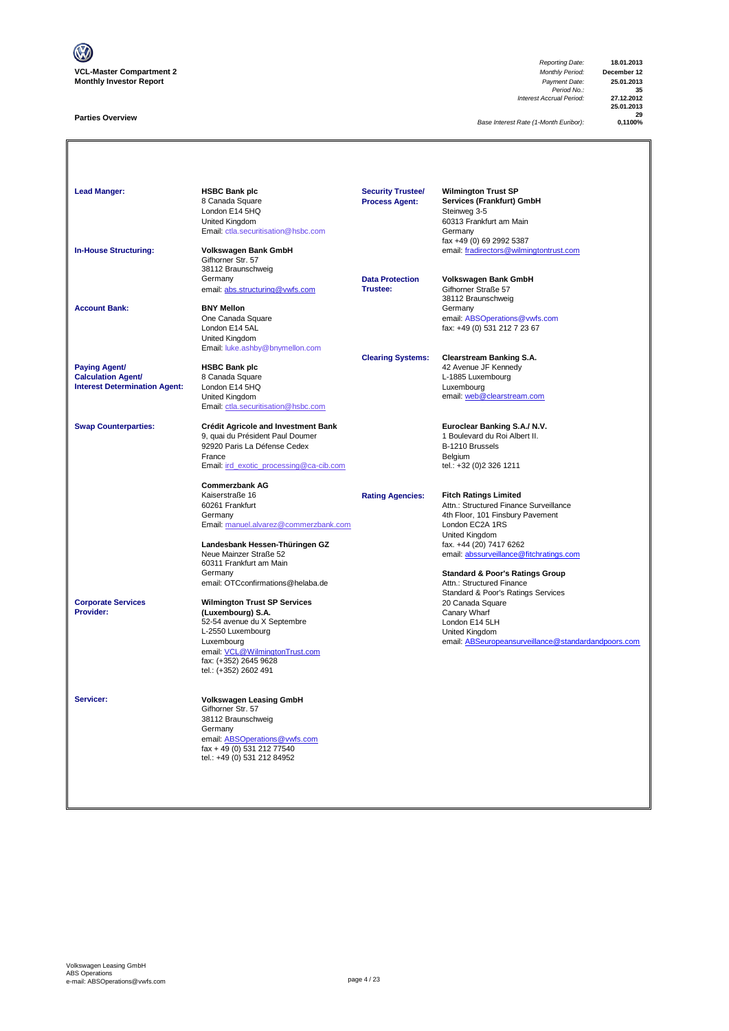**VCL-Master Compartment 2**
**Monthly Investor Report**

| | |
|---|---|
| *Reporting Date:* | **18.01.2013** |
| *Monthly Period:* | **December 12** |
| *Payment Date:* | **25.01.2013** |
| *Period No.:* | **35** |
| *Interest Accrual Period:* | **27.12.2012** |
| | **25.01.2013** |
| | **29** |
| *Base Interest Rate (1-Month Euribor):* | **0,1100%** |

## Parties Overview

**Lead Manger:**
**HSBC Bank plc**
8 Canada Square
London E14 5HQ
United Kingdom
Email: ctla.securitisation@hsbc.com

**In-House Structuring:**
**Volkswagen Bank GmbH**
Gifhorner Str. 57
38112 Braunschweig
Germany
email: abs.structuring@vwfs.com

**Account Bank:**
**BNY Mellon**
One Canada Square
London E14 5AL
United Kingdom
Email: luke.ashby@bnymellon.com

**Paying Agent/ Calculation Agent/ Interest Determination Agent:**
**HSBC Bank plc**
8 Canada Square
London E14 5HQ
United Kingdom
Email: ctla.securitisation@hsbc.com

**Swap Counterparties:**
**Crédit Agricole and Investment Bank**
9, quai du Président Paul Doumer
92920 Paris La Défense Cedex
France
Email: ird_exotic_processing@ca-cib.com

**Commerzbank AG**
Kaiserstraße 16
60261 Frankfurt
Germany
Email: manuel.alvarez@commerzbank.com

**Landesbank Hessen-Thüringen GZ**
Neue Mainzer Straße 52
60311 Frankfurt am Main
Germany
email: OTCconfirmations@helaba.de

**Corporate Services Provider:**
**Wilmington Trust SP Services (Luxembourg) S.A.**
52-54 avenue du X Septembre
L-2550 Luxembourg
Luxembourg
email: VCL@WilmingtonTrust.com
fax: (+352) 2645 9628
tel.: (+352) 2602 491

**Servicer:**
**Volkswagen Leasing GmbH**
Gifhorner Str. 57
38112 Braunschweig
Germany
email: ABSOperations@vwfs.com
fax + 49 (0) 531 212 77540
tel.: +49 (0) 531 212 84952

**Security Trustee/ Process Agent:**
**Wilmington Trust SP Services (Frankfurt) GmbH**
Steinweg 3-5
60313 Frankfurt am Main
Germany
fax +49 (0) 69 2992 5387
email: fradirectors@wilmingtontrust.com

**Data Protection Trustee:**
**Volkswagen Bank GmbH**
Gifhorner Straße 57
38112 Braunschweig
Germany
email: ABSOperations@vwfs.com
fax: +49 (0) 531 212 7 23 67

**Clearing Systems:**
**Clearstream Banking S.A.**
42 Avenue JF Kennedy
L-1885 Luxembourg
Luxembourg
email: web@clearstream.com

**Euroclear Banking S.A./ N.V.**
1 Boulevard du Roi Albert II.
B-1210 Brussels
Belgium
tel.: +32 (0)2 326 1211

**Rating Agencies:**
**Fitch Ratings Limited**
Attn.: Structured Finance Surveillance
4th Floor, 101 Finsbury Pavement
London EC2A 1RS
United Kingdom
fax. +44 (20) 7417 6262
email: abssurveillance@fitchratings.com

**Standard & Poor's Ratings Group**
Attn.: Structured Finance
Standard & Poor's Ratings Services
20 Canada Square
Canary Wharf
London E14 5LH
United Kingdom
email: ABSeuropeansurveillance@standardandpoors.com

Volkswagen Leasing GmbH
ABS Operations
e-mail: ABSOperations@vwfs.com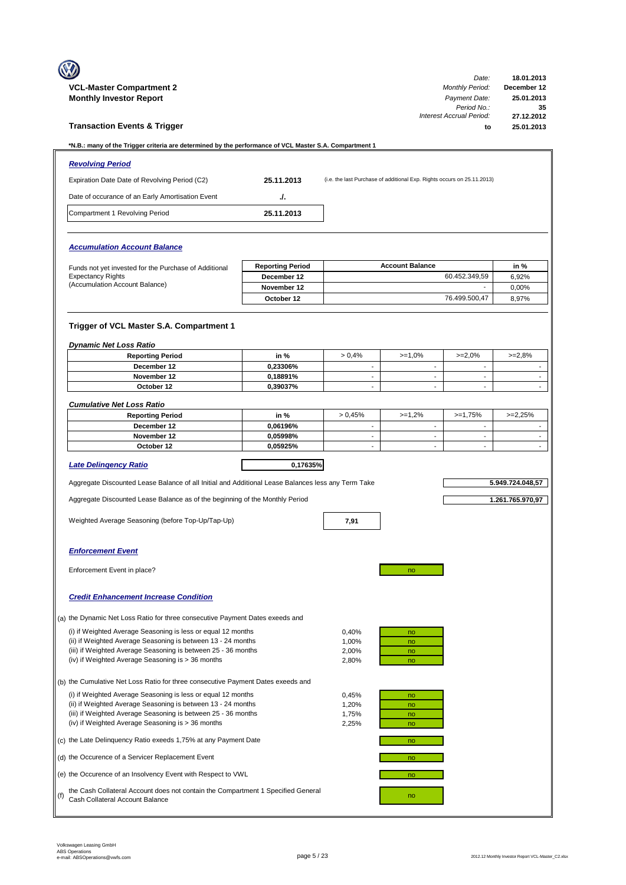**VCL-Master Compartment 2**
**Monthly Investor Report**

| | |
|---|---|
| *Date:* | **18.01.2013** |
| *Monthly Period:* | **December 12** |
| *Payment Date:* | **25.01.2013** |
| *Period No.:* | **35** |
| *Interest Accrual Period:* | **27.12.2012** |
| **to** | **25.01.2013** |

## Transaction Events & Trigger

***N.B.: many of the Trigger criteria are determined by the performance of VCL Master S.A. Compartment 1**

### *Revolving Period*

| | | |
|---|---|---|
| Expiration Date Date of Revolving Period (C2) | **25.11.2013** | (i.e. the last Purchase of additional Exp. Rights occurs on 25.11.2013) |
| Date of occurance of an Early Amortisation Event | **./.** | |
| Compartment 1 Revolving Period | **25.11.2013** | |

### *Accumulation Account Balance*

Funds not yet invested for the Purchase of Additional Expectancy Rights (Accumulation Account Balance)

| Reporting Period | Account Balance | in % |
|---|---|---|
| December 12 | 60.452.349,59 | 6,92% |
| November 12 | - | 0,00% |
| October 12 | 76.499.500,47 | 8,97% |

### Trigger of VCL Master S.A. Compartment 1

*Dynamic Net Loss Ratio*

| Reporting Period | in % | > 0,4% | >=1,0% | >=2,0% | >=2,8% |
|---|---|---|---|---|---|
| December 12 | 0,23306% | - | - | - | - |
| November 12 | 0,18891% | - | - | - | - |
| October 12 | 0,39037% | - | - | - | - |

*Cumulative Net Loss Ratio*

| Reporting Period | in % | > 0,45% | >=1,2% | >=1,75% | >=2,25% |
|---|---|---|---|---|---|
| December 12 | 0,06196% | - | - | - | - |
| November 12 | 0,05998% | - | - | - | - |
| October 12 | 0,05925% | - | - | - | - |

***Late Delinqency Ratio*** **0,17635%**

Aggregate Discounted Lease Balance of all Initial and Additional Lease Balances less any Term Take **5.949.724.048,57**

Aggregate Discounted Lease Balance as of the beginning of the Monthly Period **1.261.765.970,97**

Weighted Average Seasoning (before Top-Up/Tap-Up) **7,91**

### *Enforcement Event*

Enforcement Event in place? no

### *Credit Enhancement Increase Condition*

(a) the Dynamic Net Loss Ratio for three consecutive Payment Dates exeeds and

| | | |
|---|---|---|
| (i) if Weighted Average Seasoning is less or equal 12 months | 0,40% | no |
| (ii) if Weighted Average Seasoning is between 13 - 24 months | 1,00% | no |
| (iii) if Weighted Average Seasoning is between 25 - 36 months | 2,00% | no |
| (iv) if Weighted Average Seasoning is > 36 months | 2,80% | no |

(b) the Cumulative Net Loss Ratio for three consecutive Payment Dates exeeds and

| | | |
|---|---|---|
| (i) if Weighted Average Seasoning is less or equal 12 months | 0,45% | no |
| (ii) if Weighted Average Seasoning is between 13 - 24 months | 1,20% | no |
| (iii) if Weighted Average Seasoning is between 25 - 36 months | 1,75% | no |
| (iv) if Weighted Average Seasoning is > 36 months | 2,25% | no |

(c) the Late Delinquency Ratio exeeds 1,75% at any Payment Date — no

(d) the Occurence of a Servicer Replacement Event — no

(e) the Occurence of an Insolvency Event with Respect to VWL — no

(f) the Cash Collateral Account does not contain the Compartment 1 Specified General Cash Collateral Account Balance — no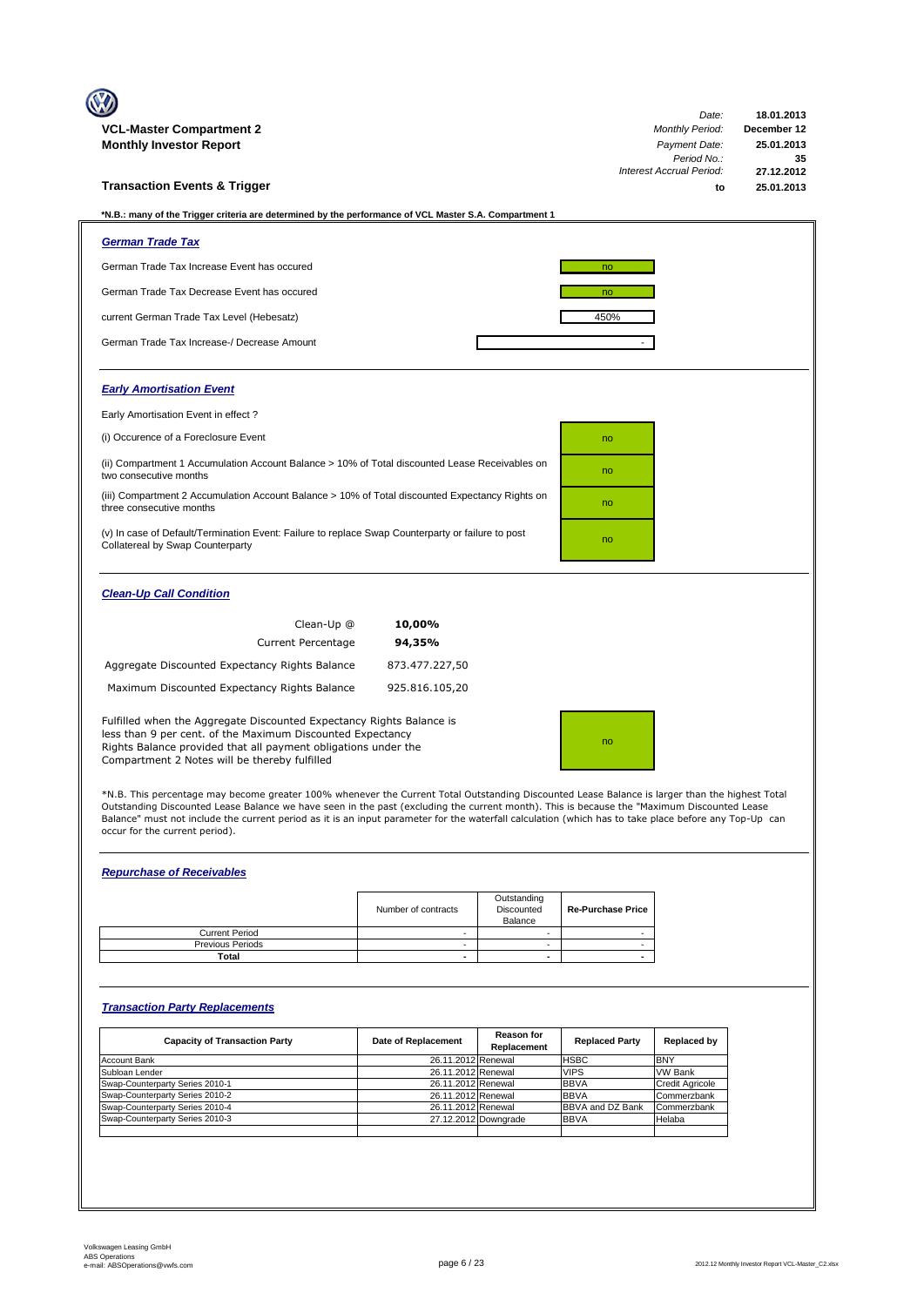**VCL-Master Compartment 2**
**Monthly Investor Report**

| | |
|---|---|
| *Date:* | **18.01.2013** |
| *Monthly Period:* | **December 12** |
| *Payment Date:* | **25.01.2013** |
| *Period No.:* | **35** |
| *Interest Accrual Period:* | **27.12.2012** |
| **to** | **25.01.2013** |

## Transaction Events & Trigger

**\*N.B.: many of the Trigger criteria are determined by the performance of VCL Master S.A. Compartment 1**

### *German Trade Tax*

| | |
|---|---|
| German Trade Tax Increase Event has occured | no |
| German Trade Tax Decrease Event has occured | no |
| current German Trade Tax Level (Hebesatz) | 450% |
| German Trade Tax Increase-/ Decrease Amount | - |

### *Early Amortisation Event*

Early Amortisation Event in effect ?

| | |
|---|---|
| (i) Occurence of a Foreclosure Event | no |
| (ii) Compartment 1 Accumulation Account Balance > 10% of Total discounted Lease Receivables on two consecutive months | no |
| (iii) Compartment 2 Accumulation Account Balance > 10% of Total discounted Expectancy Rights on three consecutive months | no |
| (v) In case of Default/Termination Event: Failure to replace Swap Counterparty or failure to post Collatereal by Swap Counterparty | no |

### *Clean-Up Call Condition*

| | |
|---|---|
| Clean-Up @ | **10,00%** |
| Current Percentage | **94,35%** |
| Aggregate Discounted Expectancy Rights Balance | 873.477.227,50 |
| Maximum Discounted Expectancy Rights Balance | 925.816.105,20 |

| | |
|---|---|
| Fulfilled when the Aggregate Discounted Expectancy Rights Balance is less than 9 per cent. of the Maximum Discounted Expectancy Rights Balance provided that all payment obligations under the Compartment 2 Notes will be thereby fulfilled | no |

\*N.B. This percentage may become greater 100% whenever the Current Total Outstanding Discounted Lease Balance is larger than the highest Total Outstanding Discounted Lease Balance we have seen in the past (excluding the current month). This is because the "Maximum Discounted Lease Balance" must not include the current period as it is an input parameter for the waterfall calculation (which has to take place before any Top-Up can occur for the current period).

### *Repurchase of Receivables*

| | Number of contracts | Outstanding Discounted Balance | Re-Purchase Price |
|---|---|---|---|
| Current Period | - | - | - |
| Previous Periods | - | - | - |
| **Total** | **-** | **-** | **-** |

### *Transaction Party Replacements*

| Capacity of Transaction Party | Date of Replacement | Reason for Replacement | Replaced Party | Replaced by |
|---|---|---|---|---|
| Account Bank | 26.11.2012 | Renewal | HSBC | BNY |
| Subloan Lender | 26.11.2012 | Renewal | VIPS | VW Bank |
| Swap-Counterparty Series 2010-1 | 26.11.2012 | Renewal | BBVA | Credit Agricole |
| Swap-Counterparty Series 2010-2 | 26.11.2012 | Renewal | BBVA | Commerzbank |
| Swap-Counterparty Series 2010-4 | 26.11.2012 | Renewal | BBVA and DZ Bank | Commerzbank |
| Swap-Counterparty Series 2010-3 | 27.12.2012 | Downgrade | BBVA | Helaba |

Volkswagen Leasing GmbH
ABS Operations
e-mail: ABSOperations@vwfs.com

2012.12 Monthly Investor Report VCL-Master_C2.xlsx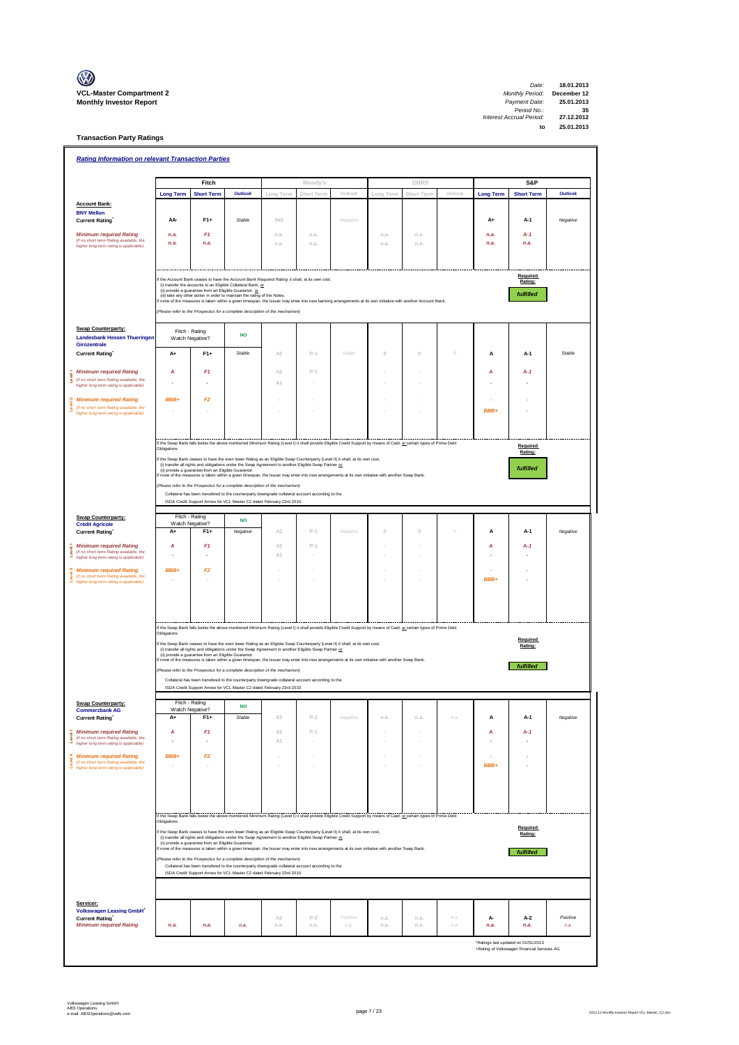**VCL-Master Compartment 2**
**Monthly Investor Report**

| | |
|---|---|
| Date: | 18.01.2013 |
| Monthly Period: | December 12 |
| Payment Date: | 25.01.2013 |
| Period No.: | 35 |
| Interest Accrual Period: | 27.12.2012 |
| to | 25.01.2013 |

## Transaction Party Ratings

### Rating Information on relevant Transaction Parties

| | Fitch | | | Moody's | | | DBRS | | | S&P | | |
|---|---|---|---|---|---|---|---|---|---|---|---|---|
| | Long Term | Short Term | Outlook | Long Term | Short Term | Outlook | Long Term | Short Term | Outlook | Long Term | Short Term | Outlook |
| **Account Bank:** **BNY Mellon** Current Rating* | AA- | F1+ | Stable | Aa3 | | Negative | | | | A+ | A-1 | Negative |
| Minimum required Rating | n.a. | F1 | | n.a. | n.a. | | n.a. | n.a. | | n.a. | A-1 | |
| (if no short term Rating available, the higher long term rating is applicable) | n.a. | n.a. | | n.a. | n.a. | | n.a. | n.a. | | n.a. | n.a. | |

If the Account Bank ceases to have the Account Bank Required Rating it shall, at its own cost,
(i) transfer the accounts to an Eligible Collateral Bank, or
(ii) provide a guarantee from an Eligible Guarantor, or
(iii) take any other action in order to maintain the rating of the Notes.
If none of the measures is taken within a given timespan, the Issuer may enter into new banking arrangements at its own initiative with another Account Bank.

(Please refer to the Prospectus for a complete description of the mechanism)

Required Rating: **fulfilled**

| | Fitch | | | Moody's | | | DBRS | | | S&P | | |
|---|---|---|---|---|---|---|---|---|---|---|---|---|
| **Swap Counterparty:** **Landesbank Hessen Thueringen Girozentrale** | Fitch - Rating Watch Negative? | | NO | | | | | | | | | |
| Current Rating* | A+ | F1+ | Stable | A2 | P-1 | Stable | 0 | 0 | 0 | A | A-1 | Stable |
| Level I: Minimum required Rating | A | F1 | | A2 | P-1 | | - | - | | A | A-1 | |
| (if no short term Rating available, the higher long term rating is applicable) | - | - | | A1 | - | | - | - | | - | - | |
| Level II: Minimum required Rating | BBB+ | F2 | | - | - | | - | - | | - | - | |
| (if no short term Rating available, the higher long term rating is applicable) | - | - | | - | - | | - | - | | BBB+ | - | |

If the Swap Bank falls below the above-mentioned Minimum Rating (Level I) it shall provide Eligible Credit Support by means of Cash or certain types of Prime Debt Obligations

If the Swap Bank ceases to have the even lower Rating as an Eligible Swap Counterparty (Level II) it shall, at its own cost,
(i) transfer all rights and obligations under the Swap Agreement to another Eligible Swap Partner or
(ii) provide a guarantee from an Eligible Guarantor.
If none of the measures is taken within a given timespan, the Issuer may enter into new arrangements at its own initiative with another Swap Bank.

(Please refer to the Prospectus for a complete description of the mechanism)

Collateral has been transfered to the counterparty downgrade collateral account according to the ISDA Credit Support Annex for VCL Master C2 dated February 23rd 2010.

Required Rating: **fulfilled**

| | Fitch | | | Moody's | | | DBRS | | | S&P | | |
|---|---|---|---|---|---|---|---|---|---|---|---|---|
| **Swap Counterparty:** **Crédit Agricole** | Fitch - Rating Watch Negative? | | NO | | | | | | | | | |
| Current Rating* | A+ | F1+ | Negative | A2 | P-1 | Negative | 0 | 0 | 0 | A | A-1 | Negative |
| Level I: Minimum required Rating | A | F1 | | A2 | P-1 | | - | - | | A | A-1 | |
| (if no short term Rating available, the higher long term rating is applicable) | - | - | | A1 | - | | - | - | | - | - | |
| Level II: Minimum required Rating | BBB+ | F2 | | - | - | | - | - | | - | - | |
| (if no short term Rating available, the higher long term rating is applicable) | - | - | | - | - | | - | - | | BBB+ | - | |

If the Swap Bank falls below the above-mentioned Minimum Rating (Level I) it shall provide Eligible Credit Support by means of Cash or certain types of Prime Debt Obligations

If the Swap Bank ceases to have the even lower Rating as an Eligible Swap Counterparty (Level II) it shall, at its own cost,
(i) transfer all rights and obligations under the Swap Agreement to another Eligible Swap Partner or
(ii) provide a guarantee from an Eligible Guarantor.
If none of the measures is taken within a given timespan, the Issuer may enter into new arrangements at its own initiative with another Swap Bank.

(Please refer to the Prospectus for a complete description of the mechanism)

Collateral has been transfered to the counterparty downgrade collateral account according to the ISDA Credit Support Annex for VCL Master C2 dated February 23rd 2010.

Required Rating: **fulfilled**

| | Fitch | | | Moody's | | | DBRS | | | S&P | | |
|---|---|---|---|---|---|---|---|---|---|---|---|---|
| **Swap Counterparty:** **Commerzbank AG** | Fitch - Rating Watch Negative? | | NO | | | | | | | | | |
| Current Rating* | A+ | F1+ | Stable | A3 | P-2 | Negative | n.a. | n.a. | n.a. | A | A-1 | Negative |
| Level I: Minimum required Rating | A | F1 | | A2 | P-1 | | - | - | | A | A-1 | |
| (if no short term Rating available, the higher long term rating is applicable) | - | - | | A1 | - | | - | - | | - | - | |
| Level II: Minimum required Rating | BBB+ | F2 | | - | - | | - | - | | - | - | |
| (if no short term Rating available, the higher long term rating is applicable) | - | - | | - | - | | - | - | | BBB+ | - | |

If the Swap Bank falls below the above-mentioned Minimum Rating (Level I) it shall provide Eligible Credit Support by means of Cash or certain types of Prime Debt Obligations

If the Swap Bank ceases to have the even lower Rating as an Eligible Swap Counterparty (Level II) it shall, at its own cost,
(i) transfer all rights and obligations under the Swap Agreement to another Eligible Swap Partner or
(ii) provide a guarantee from an Eligible Guarantor.
If none of the measures is taken within a given timespan, the Issuer may enter into new arrangements at its own initiative with another Swap Bank.

(Please refer to the Prospectus for a complete description of the mechanism)

Collateral has been transfered to the counterparty downgrade collateral account according to the ISDA Credit Support Annex for VCL Master C2 dated February 23rd 2010.

Required Rating: **fulfilled**

| | Fitch | | | Moody's | | | DBRS | | | S&P | | |
|---|---|---|---|---|---|---|---|---|---|---|---|---|
| **Servicer:** **Volkswagen Leasing GmbH+** Current Rating* | | | | A3 | P-2 | Positive | n.a. | n.a. | n.a. | A- | A-2 | Positive |
| Minimum required Rating | n.a. | n.a. | n.a. | n.a. | n.a. | n.a. | n.a. | n.a. | n.a. | n.a. | n.a. | n.a. |

*Ratings last updated on 02/01/2013
+Rating of Volkswagen Financial Services AG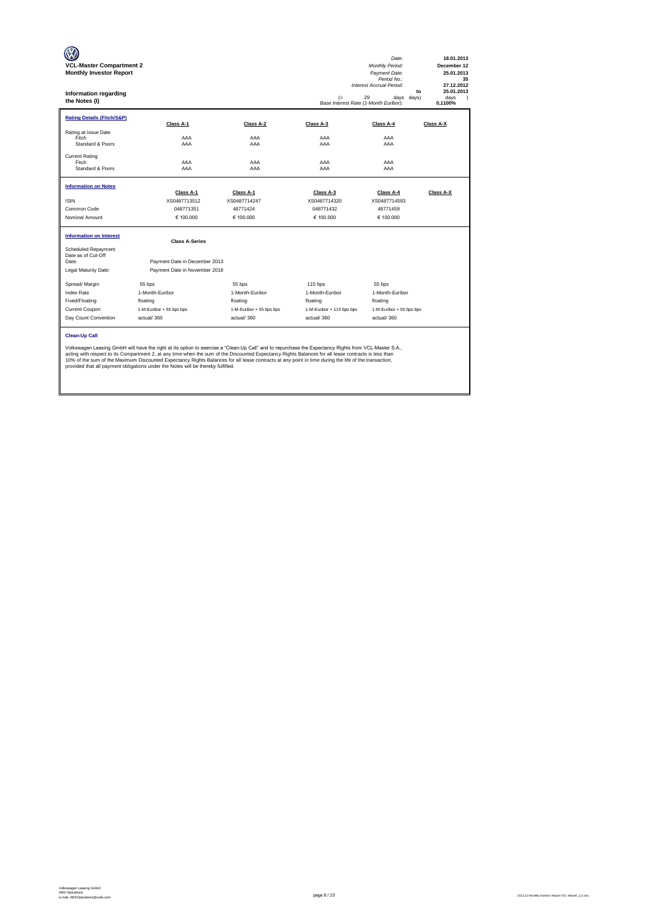**VCL-Master Compartment 2**
**Monthly Investor Report**

**Information regarding the Notes (I)**

| | |
|---|---|
| Date: | 18.01.2013 |
| Monthly Period: | December 12 |
| Payment Date: | 25.01.2013 |
| Period No.: | 35 |
| Interest Accrual Period: | 27.12.2012 to 25.01.2013 (= 29 days) |
| Base Interest Rate (1-Month Euribor): | 0,1100% |

**Rating Details (Fitch/S&P)**

| | Class A-1 | Class A-2 | Class A-3 | Class A-4 | Class A-X |
|---|---|---|---|---|---|
| Rating at Issue Date | | | | | |
| Fitch | AAA | AAA | AAA | AAA | |
| Standard & Poors | AAA | AAA | AAA | AAA | |
| Current Rating | | | | | |
| Fitch | AAA | AAA | AAA | AAA | |
| Standard & Poors | AAA | AAA | AAA | AAA | |

**Information on Notes**

| | Class A-1 | Class A-1 | Class A-3 | Class A-4 | Class A-X |
|---|---|---|---|---|---|
| ISIN | XS0487713512 | XS0487714247 | XS0487714320 | XS0487714593 | |
| Common Code | 048771351 | 48771424 | 048771432 | 48771459 | |
| Nominal Amount | € 100.000 | € 100.000 | € 100.000 | € 100.000 | |

**Information on Interest**

| | Class A-Series | | | |
|---|---|---|---|---|
| Scheduled Repayment Date as of Cut-Off Date: | Payment Date in December 2013 | | | |
| Legal Maturity Date: | Payment Date in November 2018 | | | |
| Spread/ Margin | 55 bps | 55 bps | 115 bps | 55 bps |
| Index Rate | 1-Month-Euribor | 1-Month-Euribor | 1-Month-Euribor | 1-Month-Euribor |
| Fixed/Floating | floating | floating | floating | floating |
| Current Coupon | 1-M-Euribor + 55 bps bps | 1-M-Euribor + 55 bps bps | 1-M-Euribor + 115 bps bps | 1-M-Euribor + 55 bps bps |
| Day Count Convention | actual/ 360 | actual/ 360 | actual/ 360 | actual/ 360 |

**Clean-Up Call**

Volkswagen Leasing GmbH will have the right at its option to exercise a "Clean-Up Call" and to repurchase the Expectancy Rights from VCL-Master S.A., acting with respect to its Compartment 2, at any time when the sum of the Discounted Expectancy Rights Balances for all lease contracts is less than 10% of the sum of the Maximum Discounted Expectancy Rights Balances for all lease contracts at any point in time during the life of the transaction, provided that all payment obligations under the Notes will be thereby fulfilled.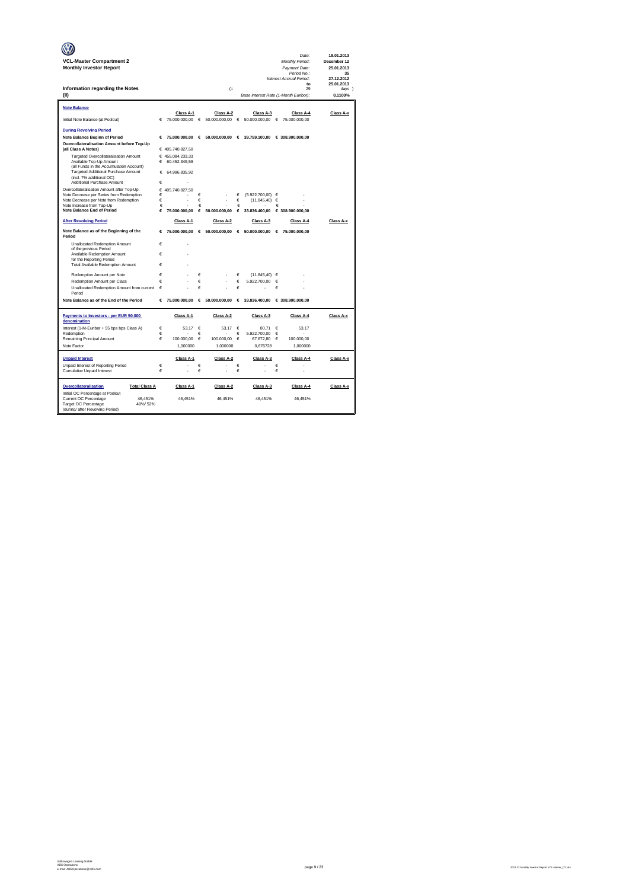**VCL-Master Compartment 2**
**Monthly Investor Report**

| | |
|---|---|
| Date: | 18.01.2013 |
| Monthly Period: | December 12 |
| Payment Date: | 25.01.2013 |
| Period No.: | 35 |
| Interest Accrual Period: | 27.12.2012 |
| to | 25.01.2013 |
| (= | 29 days ) |
| Base Interest Rate (1-Month Euribor): | 0,1100% |

## Information regarding the Notes

## (II)

### Note Balance

| | Class A-1 | Class A-2 | Class A-3 | Class A-4 | Class A-x |
|---|---|---|---|---|---|
| Initial Note Balance (at Poolcut) | € 75.000.000,00 | € 50.000.000,00 | € 50.000.000,00 | € 75.000.000,00 | |

### During Revolving Period

| | Class A-1 | Class A-2 | Class A-3 | Class A-4 | Class A-x |
|---|---|---|---|---|---|
| **Note Balance Beginn of Period** | € 75.000.000,00 | € 50.000.000,00 | € 39.759.100,00 | € 308.900.000,00 | |
| **Overcollateralisation Amount before Top-Up (all Class A Notes)** | € 405.740.827,50 | | | | |
| Targeted Overcollateralisation Amount | € 455.084.233,33 | | | | |
| Available Top-Up Amount (all Funds in the Accumulation Account) | € 60.452.349,59 | | | | |
| Targeted Additional Purchase Amount (incl. 7% additional OC) | € 64.996.835,92 | | | | |
| Additional Purchase Amount | € - | | | | |
| Overcollateralisation Amount after Top-Up | € 405.740.827,50 | | | | |
| Note Decrease per Series from Redemption | € - | € - | € (5.922.700,00) | € - | |
| Note Decrease per Note from Redemption | € - | € - | € (11.845,40) | € - | |
| Note Increase from Tap-Up | € - | € - | € - | € - | |
| **Note Balance End of Period** | € 75.000.000,00 | € 50.000.000,00 | € 33.836.400,00 | € 308.900.000,00 | |

### After Revolving Period

| | Class A-1 | Class A-2 | Class A-3 | Class A-4 | Class A-x |
|---|---|---|---|---|---|
| **Note Balance as of the Beginning of the Period** | € 75.000.000,00 | € 50.000.000,00 | € 50.000.000,00 | € 75.000.000,00 | |
| Unallocated Redemption Amount of the previous Period | € - | | | | |
| Available Redemption Amount for the Reporting Period | € - | | | | |
| Total Available Redemption Amount | € - | | | | |
| Redemption Amount per Note | € - | € - | € (11.845,40) | € - | |
| Redemption Amount per Class | € - | € - | € 5.922.700,00 | € - | |
| Unallocated Redemption Amount from current Period | € - | € - | € - | € - | |
| **Note Balance as of the End of the Period** | € 75.000.000,00 | € 50.000.000,00 | € 33.836.400,00 | € 308.900.000,00 | |

### Payments to Investors - per EUR 50.000 denomination

| | Class A-1 | Class A-2 | Class A-3 | Class A-4 | Class A-x |
|---|---|---|---|---|---|
| Interest (1-M-Euribor + 55 bps bps Class A) | € 53,17 | € 53,17 | € 80,71 | € 53,17 | |
| Redemption | € - | € - | € 5.922.700,00 | € - | |
| Remaining Principal Amount | € 100.000,00 | € 100.000,00 | € 67.672,80 | € 100.000,00 | |
| Note Factor | 1,000000 | 1,000000 | 0,676728 | 1,000000 | |

### Unpaid Interest

| | Class A-1 | Class A-2 | Class A-3 | Class A-4 | Class A-x |
|---|---|---|---|---|---|
| Unpaid Interest of Reporting Period | € - | € - | € - | € - | |
| Cumulative Unpaid Interest | € - | € - | € - | € - | |

### Overcollateralisation

| | Total Class A | Class A-1 | Class A-2 | Class A-3 | Class A-4 | Class A-x |
|---|---|---|---|---|---|---|
| Initial OC Percentage at Poolcut | | | | | | |
| Current OC Percentage | 46,451% | 46,451% | 46,451% | 46,451% | 46,451% | |
| Target OC Percentage (during/ after Revolving Period) | 49%/ 52% | | | | | |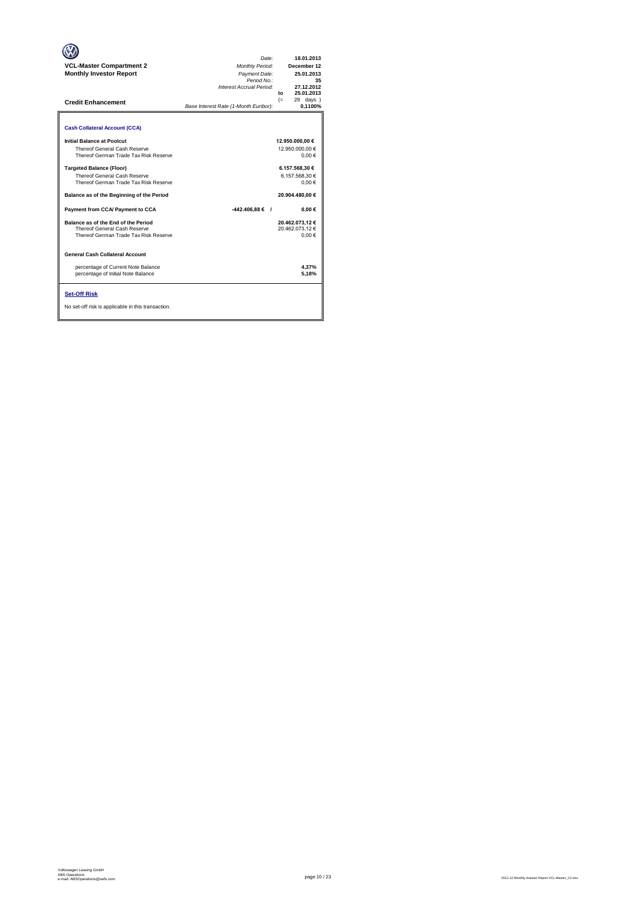**VCL-Master Compartment 2**
**Monthly Investor Report**

| | |
|---|---|
| *Date:* | **18.01.2013** |
| *Monthly Period:* | **December 12** |
| *Payment Date:* | **25.01.2013** |
| *Period No.:* | **35** |
| *Interest Accrual Period:* | **27.12.2012** |
| **to** | **25.01.2013** |
| (= | 29 days ) |
| *Base Interest Rate (1-Month Euribor):* | **0,1100%** |

## Credit Enhancement

### Cash Collateral Account (CCA)

| | | |
|---|---|---|
| **Initial Balance at Poolcut** | | **12.950.000,00 €** |
| Thereof General Cash Reserve | | 12.950.000,00 € |
| Thereof German Trade Tax Risk Reserve | | 0,00 € |
| **Targeted Balance (Floor)** | | **6.157.568,30 €** |
| Thereof General Cash Reserve | | 6.157.568,30 € |
| Thereof German Trade Tax Risk Reserve | | 0,00 € |
| **Balance as of the Beginning of the Period** | | **20.904.480,00 €** |
| **Payment from CCA/ Payment to CCA** | **-442.406,88 € /** | **0,00 €** |
| **Balance as of the End of the Period** | | **20.462.073,12 €** |
| Thereof General Cash Reserve | | 20.462.073,12 € |
| Thereof German Trade Tax Risk Reserve | | 0,00 € |

**General Cash Collateral Account**

| | |
|---|---|
| percentage of Current Note Balance | **4,37%** |
| percentage of Initial Note Balance | **5,18%** |

### Set-Off Risk

No set-off risk is applicable in this transaction.

Volkswagen Leasing GmbH
ABS Operations
e-mail: ABSOperations@vwfs.com

2012.12 Monthly Investor Report VCL-Master_C2.xlsx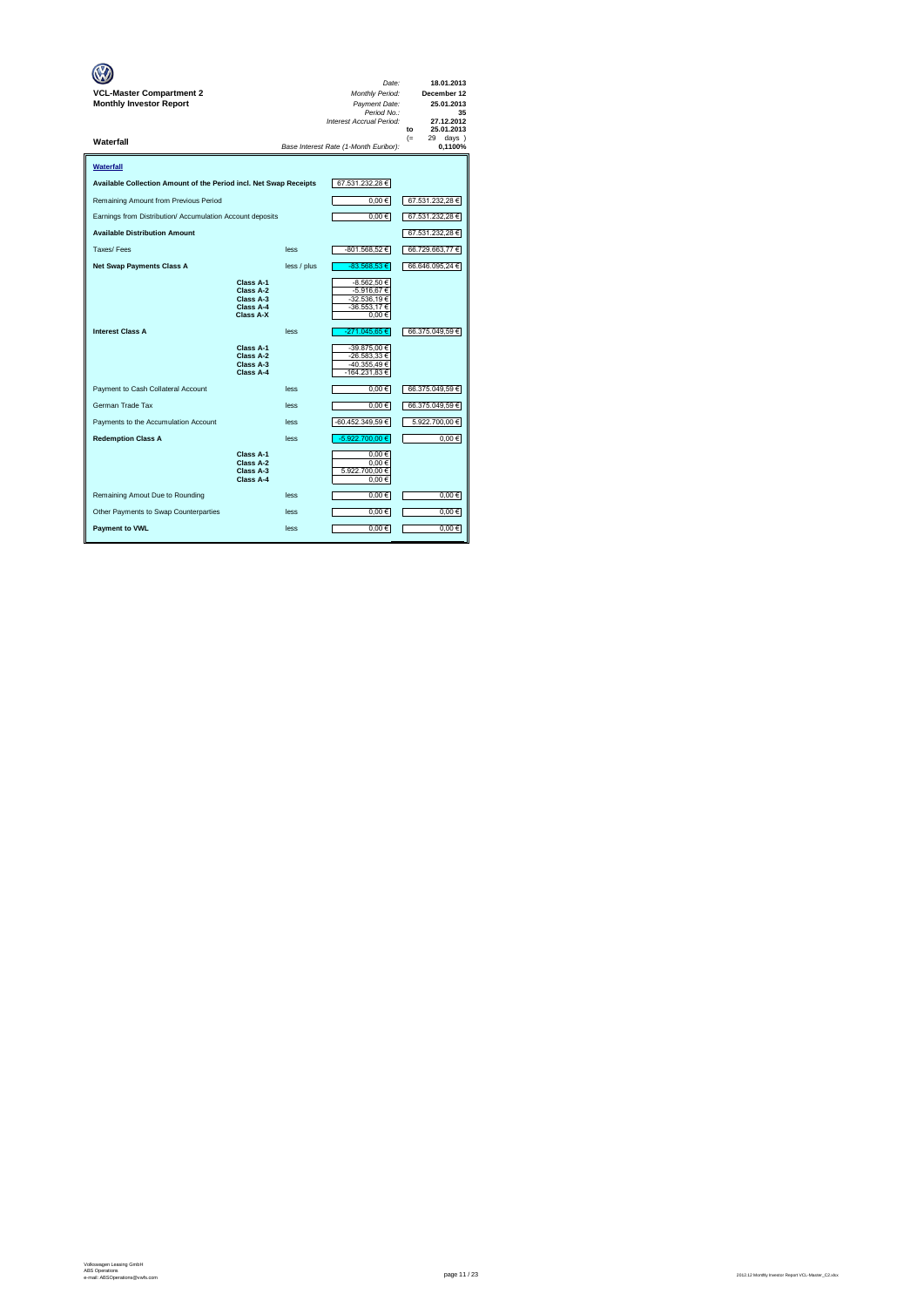**VCL-Master Compartment 2**
**Monthly Investor Report**

| | |
|---|---|
| *Date:* | **18.01.2013** |
| *Monthly Period:* | **December 12** |
| *Payment Date:* | **25.01.2013** |
| *Period No.:* | **35** |
| *Interest Accrual Period:* | **27.12.2012** |
| to | **25.01.2013** |
| (= | 29 days ) |
| *Base Interest Rate (1-Month Euribor):* | **0,1100%** |

**Waterfall**

**Waterfall**

| | | | | |
|---|---|---|---|---|
| **Available Collection Amount of the Period incl. Net Swap Receipts** | | | 67.531.232,28 € | |
| Remaining Amount from Previous Period | | | 0,00 € | 67.531.232,28 € |
| Earnings from Distribution/ Accumulation Account deposits | | | 0,00 € | 67.531.232,28 € |
| **Available Distribution Amount** | | | | 67.531.232,28 € |
| Taxes/ Fees | | less | -801.568,52 € | 66.729.663,77 € |
| **Net Swap Payments Class A** | | less / plus | -83.568,53 € | 66.646.095,24 € |
| | **Class A-1** | | -8.562,50 € | |
| | **Class A-2** | | -5.916,67 € | |
| | **Class A-3** | | -32.536,19 € | |
| | **Class A-4** | | -36.553,17 € | |
| | **Class A-X** | | 0,00 € | |
| **Interest Class A** | | less | -271.045,65 € | 66.375.049,59 € |
| | **Class A-1** | | -39.875,00 € | |
| | **Class A-2** | | -26.583,33 € | |
| | **Class A-3** | | -40.355,49 € | |
| | **Class A-4** | | -164.231,83 € | |
| Payment to Cash Collateral Account | | less | 0,00 € | 66.375.049,59 € |
| German Trade Tax | | less | 0,00 € | 66.375.049,59 € |
| Payments to the Accumulation Account | | less | -60.452.349,59 € | 5.922.700,00 € |
| **Redemption Class A** | | less | -5.922.700,00 € | 0,00 € |
| | **Class A-1** | | 0,00 € | |
| | **Class A-2** | | 0,00 € | |
| | **Class A-3** | | 5.922.700,00 € | |
| | **Class A-4** | | 0,00 € | |
| Remaining Amout Due to Rounding | | less | 0,00 € | 0,00 € |
| Other Payments to Swap Counterparties | | less | 0,00 € | 0,00 € |
| **Payment to VWL** | | less | 0,00 € | 0,00 € |

Volkswagen Leasing GmbH
ABS Operations
e-mail: ABSOperations@vwfs.com

2012.12 Monthly Investor Report VCL-Master_C2.xlsx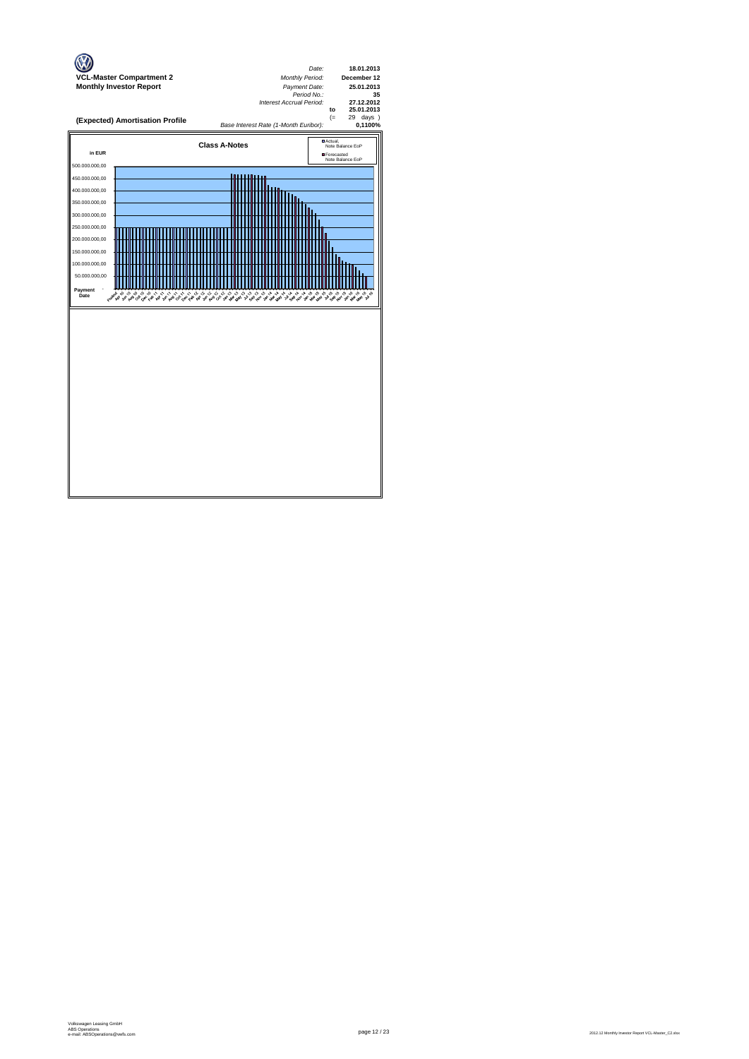**VCL-Master Compartment 2**
**Monthly Investor Report**

| | | |
|---|---|---|
| *Date:* | | **18.01.2013** |
| *Monthly Period:* | | **December 12** |
| *Payment Date:* | | **25.01.2013** |
| *Period No.:* | | **35** |
| *Interest Accrual Period:* | | **27.12.2012** |
| | **to** | **25.01.2013** |
| | (= | 29 days ) |
| *Base Interest Rate (1-Month Euribor):* | | **0,1100%** |

## (Expected) Amortisation Profile

### Class A-Notes

in EUR

Legend: Actual, Note Balance EoP; Forecasted Note Balance EoP

Y-axis: 500.000.000,00; 450.000.000,00; 400.000.000,00; 350.000.000,00; 300.000.000,00; 250.000.000,00; 200.000.000,00; 150.000.000,00; 100.000.000,00; 50.000.000,00; -

X-axis: Payment Date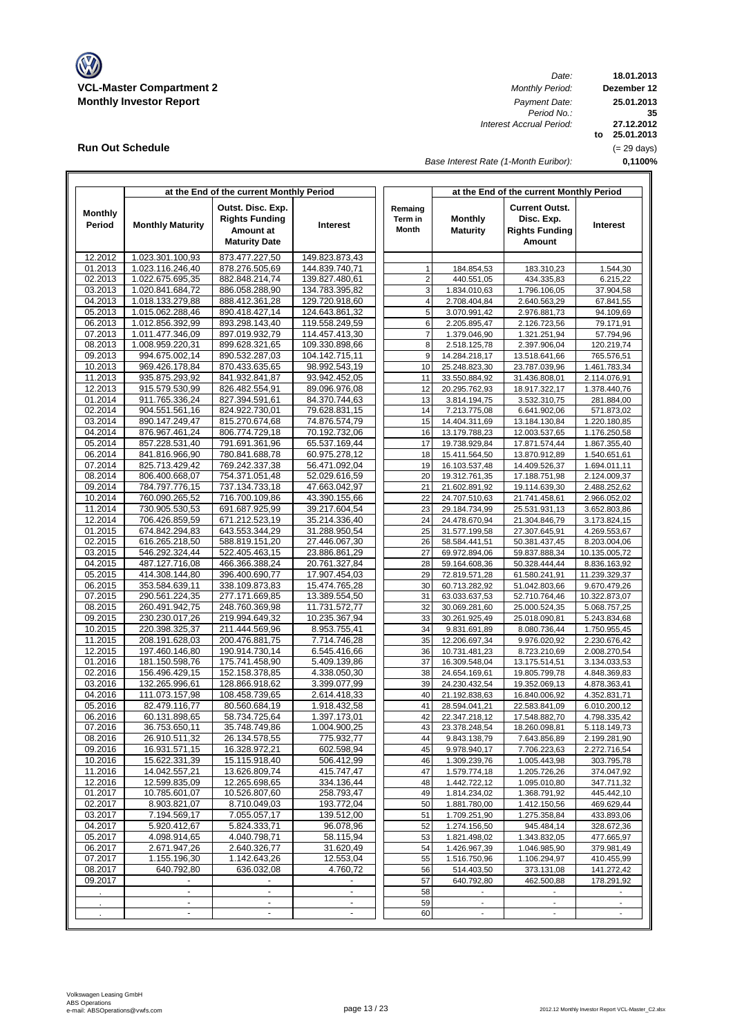**VCL-Master Compartment 2**
**Monthly Investor Report**

| | |
|---|---|
| Date: | 18.01.2013 |
| Monthly Period: | Dezember 12 |
| Payment Date: | 25.01.2013 |
| Period No.: | 35 |
| Interest Accrual Period: | 27.12.2012 to 25.01.2013 (= 29 days) |
| Base Interest Rate (1-Month Euribor): | 0,1100% |

## Run Out Schedule

| at the End of the current Monthly Period | | | | | at the End of the current Monthly Period | | |
|---|---|---|---|---|---|---|---|
| Monthly Period | Monthly Maturity | Outst. Disc. Exp. Rights Funding Amount at Maturity Date | Interest | Remaing Term in Month | Monthly Maturity | Current Outst. Disc. Exp. Rights Funding Amount | Interest |
| 12.2012 | 1.023.301.100,93 | 873.477.227,50 | 149.823.873,43 | | | | |
| 01.2013 | 1.023.116.246,40 | 878.276.505,69 | 144.839.740,71 | 1 | 184.854,53 | 183.310,23 | 1.544,30 |
| 02.2013 | 1.022.675.695,35 | 882.848.214,74 | 139.827.480,61 | 2 | 440.551,05 | 434.335,83 | 6.215,22 |
| 03.2013 | 1.020.841.684,72 | 886.058.288,90 | 134.783.395,82 | 3 | 1.834.010,63 | 1.796.106,05 | 37.904,58 |
| 04.2013 | 1.018.133.279,88 | 888.412.361,28 | 129.720.918,60 | 4 | 2.708.404,84 | 2.640.563,29 | 67.841,55 |
| 05.2013 | 1.015.062.288,46 | 890.418.427,14 | 124.643.861,32 | 5 | 3.070.991,42 | 2.976.881,73 | 94.109,69 |
| 06.2013 | 1.012.856.392,99 | 893.298.143,40 | 119.558.249,59 | 6 | 2.205.895,47 | 2.126.723,56 | 79.171,91 |
| 07.2013 | 1.011.477.346,09 | 897.019.932,79 | 114.457.413,30 | 7 | 1.379.046,90 | 1.321.251,94 | 57.794,96 |
| 08.2013 | 1.008.959.220,31 | 899.628.321,65 | 109.330.898,66 | 8 | 2.518.125,78 | 2.397.906,04 | 120.219,74 |
| 09.2013 | 994.675.002,14 | 890.532.287,03 | 104.142.715,11 | 9 | 14.284.218,17 | 13.518.641,66 | 765.576,51 |
| 10.2013 | 969.426.178,84 | 870.433.635,65 | 98.992.543,19 | 10 | 25.248.823,30 | 23.787.039,96 | 1.461.783,34 |
| 11.2013 | 935.875.293,92 | 841.932.841,87 | 93.942.452,05 | 11 | 33.550.884,92 | 31.436.808,01 | 2.114.076,91 |
| 12.2013 | 915.579.530,99 | 826.482.554,91 | 89.096.976,08 | 12 | 20.295.762,93 | 18.917.322,17 | 1.378.440,76 |
| 01.2014 | 911.765.336,24 | 827.394.591,61 | 84.370.744,63 | 13 | 3.814.194,75 | 3.532.310,75 | 281.884,00 |
| 02.2014 | 904.551.561,16 | 824.922.730,01 | 79.628.831,15 | 14 | 7.213.775,08 | 6.641.902,06 | 571.873,02 |
| 03.2014 | 890.147.249,47 | 815.270.674,68 | 74.876.574,79 | 15 | 14.404.311,69 | 13.184.130,84 | 1.220.180,85 |
| 04.2014 | 876.967.461,24 | 806.774.729,18 | 70.192.732,06 | 16 | 13.179.788,23 | 12.003.537,65 | 1.176.250,58 |
| 05.2014 | 857.228.531,40 | 791.691.361,96 | 65.537.169,44 | 17 | 19.738.929,84 | 17.871.574,44 | 1.867.355,40 |
| 06.2014 | 841.816.966,90 | 780.841.688,78 | 60.975.278,12 | 18 | 15.411.564,50 | 13.870.912,89 | 1.540.651,61 |
| 07.2014 | 825.713.429,42 | 769.242.337,38 | 56.471.092,04 | 19 | 16.103.537,48 | 14.409.526,37 | 1.694.011,11 |
| 08.2014 | 806.400.668,07 | 754.371.051,48 | 52.029.616,59 | 20 | 19.312.761,35 | 17.188.751,98 | 2.124.009,37 |
| 09.2014 | 784.797.776,15 | 737.134.733,18 | 47.663.042,97 | 21 | 21.602.891,92 | 19.114.639,30 | 2.488.252,62 |
| 10.2014 | 760.090.265,52 | 716.700.109,86 | 43.390.155,66 | 22 | 24.707.510,63 | 21.741.458,61 | 2.966.052,02 |
| 11.2014 | 730.905.530,53 | 691.687.925,99 | 39.217.604,54 | 23 | 29.184.734,99 | 25.531.931,13 | 3.652.803,86 |
| 12.2014 | 706.426.859,59 | 671.212.523,19 | 35.214.336,40 | 24 | 24.478.670,94 | 21.304.846,79 | 3.173.824,15 |
| 01.2015 | 674.842.294,83 | 643.553.344,29 | 31.288.950,54 | 25 | 31.577.199,58 | 27.307.645,91 | 4.269.553,67 |
| 02.2015 | 616.265.218,50 | 588.819.151,20 | 27.446.067,30 | 26 | 58.584.441,51 | 50.381.437,45 | 8.203.004,06 |
| 03.2015 | 546.292.324,44 | 522.405.463,15 | 23.886.861,29 | 27 | 69.972.894,06 | 59.837.888,34 | 10.135.005,72 |
| 04.2015 | 487.127.716,08 | 466.366.388,24 | 20.761.327,84 | 28 | 59.164.608,36 | 50.328.444,44 | 8.836.163,92 |
| 05.2015 | 414.308.144,80 | 396.400.690,77 | 17.907.454,03 | 29 | 72.819.571,28 | 61.580.241,91 | 11.239.329,37 |
| 06.2015 | 353.584.639,11 | 338.109.873,83 | 15.474.765,28 | 30 | 60.713.282,92 | 51.042.803,66 | 9.670.479,26 |
| 07.2015 | 290.561.224,35 | 277.171.669,85 | 13.389.554,50 | 31 | 63.033.637,53 | 52.710.764,46 | 10.322.873,07 |
| 08.2015 | 260.491.942,75 | 248.760.369,98 | 11.731.572,77 | 32 | 30.069.281,60 | 25.000.524,35 | 5.068.757,25 |
| 09.2015 | 230.230.017,26 | 219.994.649,32 | 10.235.367,94 | 33 | 30.261.925,49 | 25.018.090,81 | 5.243.834,68 |
| 10.2015 | 220.398.325,37 | 211.444.569,96 | 8.953.755,41 | 34 | 9.831.691,89 | 8.080.736,44 | 1.750.955,45 |
| 11.2015 | 208.191.628,03 | 200.476.881,75 | 7.714.746,28 | 35 | 12.206.697,34 | 9.976.020,92 | 2.230.676,42 |
| 12.2015 | 197.460.146,80 | 190.914.730,14 | 6.545.416,66 | 36 | 10.731.481,23 | 8.723.210,69 | 2.008.270,54 |
| 01.2016 | 181.150.598,76 | 175.741.458,90 | 5.409.139,86 | 37 | 16.309.548,04 | 13.175.514,51 | 3.134.033,53 |
| 02.2016 | 156.496.429,15 | 152.158.378,85 | 4.338.050,30 | 38 | 24.654.169,61 | 19.805.799,78 | 4.848.369,83 |
| 03.2016 | 132.265.996,61 | 128.866.918,62 | 3.399.077,99 | 39 | 24.230.432,54 | 19.352.069,13 | 4.878.363,41 |
| 04.2016 | 111.073.157,98 | 108.458.739,65 | 2.614.418,33 | 40 | 21.192.838,63 | 16.840.006,92 | 4.352.831,71 |
| 05.2016 | 82.479.116,77 | 80.560.684,19 | 1.918.432,58 | 41 | 28.594.041,21 | 22.583.841,09 | 6.010.200,12 |
| 06.2016 | 60.131.898,65 | 58.734.725,64 | 1.397.173,01 | 42 | 22.347.218,12 | 17.548.882,70 | 4.798.335,42 |
| 07.2016 | 36.753.650,11 | 35.748.749,86 | 1.004.900,25 | 43 | 23.378.248,54 | 18.260.098,81 | 5.118.149,73 |
| 08.2016 | 26.910.511,32 | 26.134.578,55 | 775.932,77 | 44 | 9.843.138,79 | 7.643.856,89 | 2.199.281,90 |
| 09.2016 | 16.931.571,15 | 16.328.972,21 | 602.598,94 | 45 | 9.978.940,17 | 7.706.223,63 | 2.272.716,54 |
| 10.2016 | 15.622.331,39 | 15.115.918,40 | 506.412,99 | 46 | 1.309.239,76 | 1.005.443,98 | 303.795,78 |
| 11.2016 | 14.042.557,21 | 13.626.809,74 | 415.747,47 | 47 | 1.579.774,18 | 1.205.726,26 | 374.047,92 |
| 12.2016 | 12.599.835,09 | 12.265.698,65 | 334.136,44 | 48 | 1.442.722,12 | 1.095.010,80 | 347.711,32 |
| 01.2017 | 10.785.601,07 | 10.526.807,60 | 258.793,47 | 49 | 1.814.234,02 | 1.368.791,92 | 445.442,10 |
| 02.2017 | 8.903.821,07 | 8.710.049,03 | 193.772,04 | 50 | 1.881.780,00 | 1.412.150,56 | 469.629,44 |
| 03.2017 | 7.194.569,17 | 7.055.057,17 | 139.512,00 | 51 | 1.709.251,90 | 1.275.358,84 | 433.893,06 |
| 04.2017 | 5.920.412,67 | 5.824.333,71 | 96.078,96 | 52 | 1.274.156,50 | 945.484,14 | 328.672,36 |
| 05.2017 | 4.098.914,65 | 4.040.798,71 | 58.115,94 | 53 | 1.821.498,02 | 1.343.832,05 | 477.665,97 |
| 06.2017 | 2.671.947,26 | 2.640.326,77 | 31.620,49 | 54 | 1.426.967,39 | 1.046.985,90 | 379.981,49 |
| 07.2017 | 1.155.196,30 | 1.142.643,26 | 12.553,04 | 55 | 1.516.750,96 | 1.106.294,97 | 410.455,99 |
| 08.2017 | 640.792,80 | 636.032,08 | 4.760,72 | 56 | 514.403,50 | 373.131,08 | 141.272,42 |
| 09.2017 | - | - | - | 57 | 640.792,80 | 462.500,88 | 178.291,92 |
| . | - | - | - | 58 | - | - | - |
| . | - | - | - | 59 | - | - | - |
| . | - | - | - | 60 | - | - | - |

Volkswagen Leasing GmbH
ABS Operations
e-mail: ABSOperations@vwfs.com

2012.12 Monthly Investor Report VCL-Master_C2.xlsx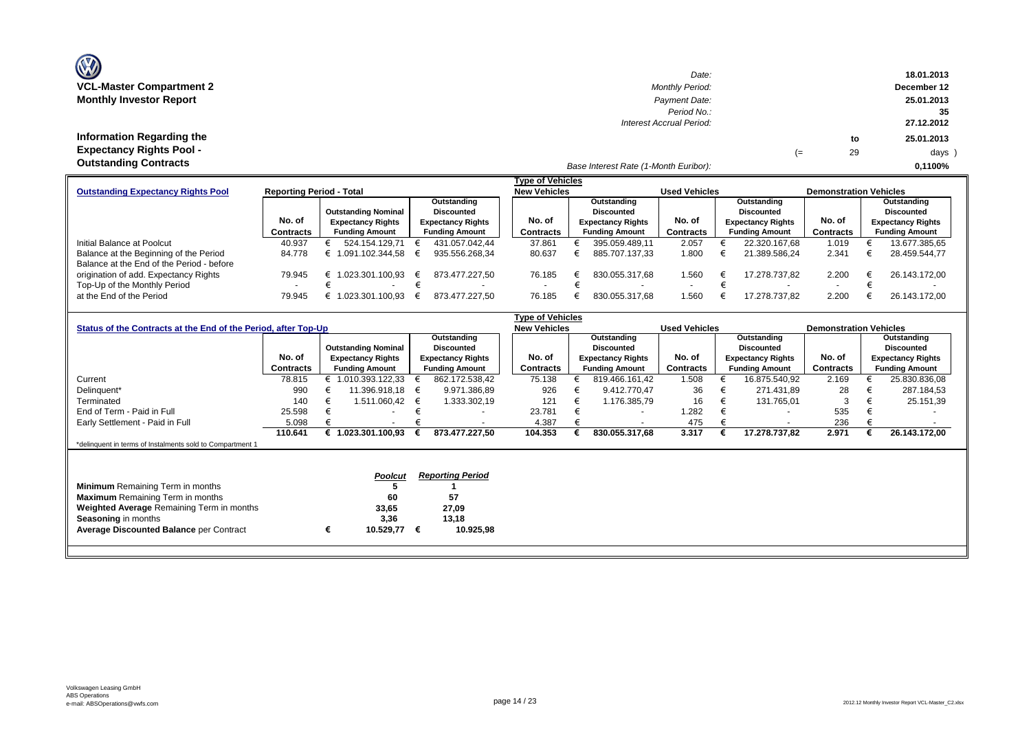# VCL-Master Compartment 2
## Monthly Investor Report

| | |
|---|---|
| Date: | 18.01.2013 |
| Monthly Period: | December 12 |
| Payment Date: | 25.01.2013 |
| Period No.: | 35 |
| Interest Accrual Period: | 27.12.2012 to 25.01.2013 (= 29 days ) |
| Base Interest Rate (1-Month Euribor): | 0,1100% |

## Information Regarding the Expectancy Rights Pool - Outstanding Contracts

| Outstanding Expectancy Rights Pool | Reporting Period - Total | | | New Vehicles | | Used Vehicles | | Demonstration Vehicles | |
|---|---|---|---|---|---|---|---|---|---|
| | No. of Contracts | Outstanding Nominal Expectancy Rights Funding Amount | Outstanding Discounted Expectancy Rights Funding Amount | No. of Contracts | Outstanding Discounted Expectancy Rights Funding Amount | No. of Contracts | Outstanding Discounted Expectancy Rights Funding Amount | No. of Contracts | Outstanding Discounted Expectancy Rights Funding Amount |
| Initial Balance at Poolcut | 40.937 | € 524.154.129,71 | € 431.057.042,44 | 37.861 | € 395.059.489,11 | 2.057 | € 22.320.167,68 | 1.019 | € 13.677.385,65 |
| Balance at the Beginning of the Period | 84.778 | € 1.091.102.344,58 | € 935.556.268,34 | 80.637 | € 885.707.137,33 | 1.800 | € 21.389.586,24 | 2.341 | € 28.459.544,77 |
| Balance at the End of the Period - before origination of add. Expectancy Rights | 79.945 | € 1.023.301.100,93 | € 873.477.227,50 | 76.185 | € 830.055.317,68 | 1.560 | € 17.278.737,82 | 2.200 | € 26.143.172,00 |
| Top-Up of the Monthly Period | - | € - | € - | - | € - | - | € - | - | € - |
| at the End of the Period | 79.945 | € 1.023.301.100,93 | € 873.477.227,50 | 76.185 | € 830.055.317,68 | 1.560 | € 17.278.737,82 | 2.200 | € 26.143.172,00 |

| Status of the Contracts at the End of the Period, after Top-Up | | | | New Vehicles | | Used Vehicles | | Demonstration Vehicles | |
|---|---|---|---|---|---|---|---|---|---|
| | No. of Contracts | Outstanding Nominal Expectancy Rights Funding Amount | Outstanding Discounted Expectancy Rights Funding Amount | No. of Contracts | Outstanding Discounted Expectancy Rights Funding Amount | No. of Contracts | Outstanding Discounted Expectancy Rights Funding Amount | No. of Contracts | Outstanding Discounted Expectancy Rights Funding Amount |
| Current | 78.815 | € 1.010.393.122,33 | € 862.172.538,42 | 75.138 | € 819.466.161,42 | 1.508 | € 16.875.540,92 | 2.169 | € 25.830.836,08 |
| Delinquent* | 990 | € 11.396.918,18 | € 9.971.386,89 | 926 | € 9.412.770,47 | 36 | € 271.431,89 | 28 | € 287.184,53 |
| Terminated | 140 | € 1.511.060,42 | € 1.333.302,19 | 121 | € 1.176.385,79 | 16 | € 131.765,01 | 3 | € 25.151,39 |
| End of Term - Paid in Full | 25.598 | € - | € - | 23.781 | € - | 1.282 | € - | 535 | € - |
| Early Settlement - Paid in Full | 5.098 | € - | € - | 4.387 | € - | 475 | € - | 236 | € - |
| | **110.641** | **€ 1.023.301.100,93** | **€ 873.477.227,50** | **104.353** | **€ 830.055.317,68** | **3.317** | **€ 17.278.737,82** | **2.971** | **€ 26.143.172,00** |

*delinquent in terms of Instalments sold to Compartment 1

| | *Poolcut* | *Reporting Period* |
|---|---|---|
| **Minimum** Remaining Term in months | 5 | 1 |
| **Maximum** Remaining Term in months | 60 | 57 |
| **Weighted Average** Remaining Term in months | 33,65 | 27,09 |
| **Seasoning** in months | 3,36 | 13,18 |
| **Average Discounted Balance** per Contract | € 10.529,77 | € 10.925,98 |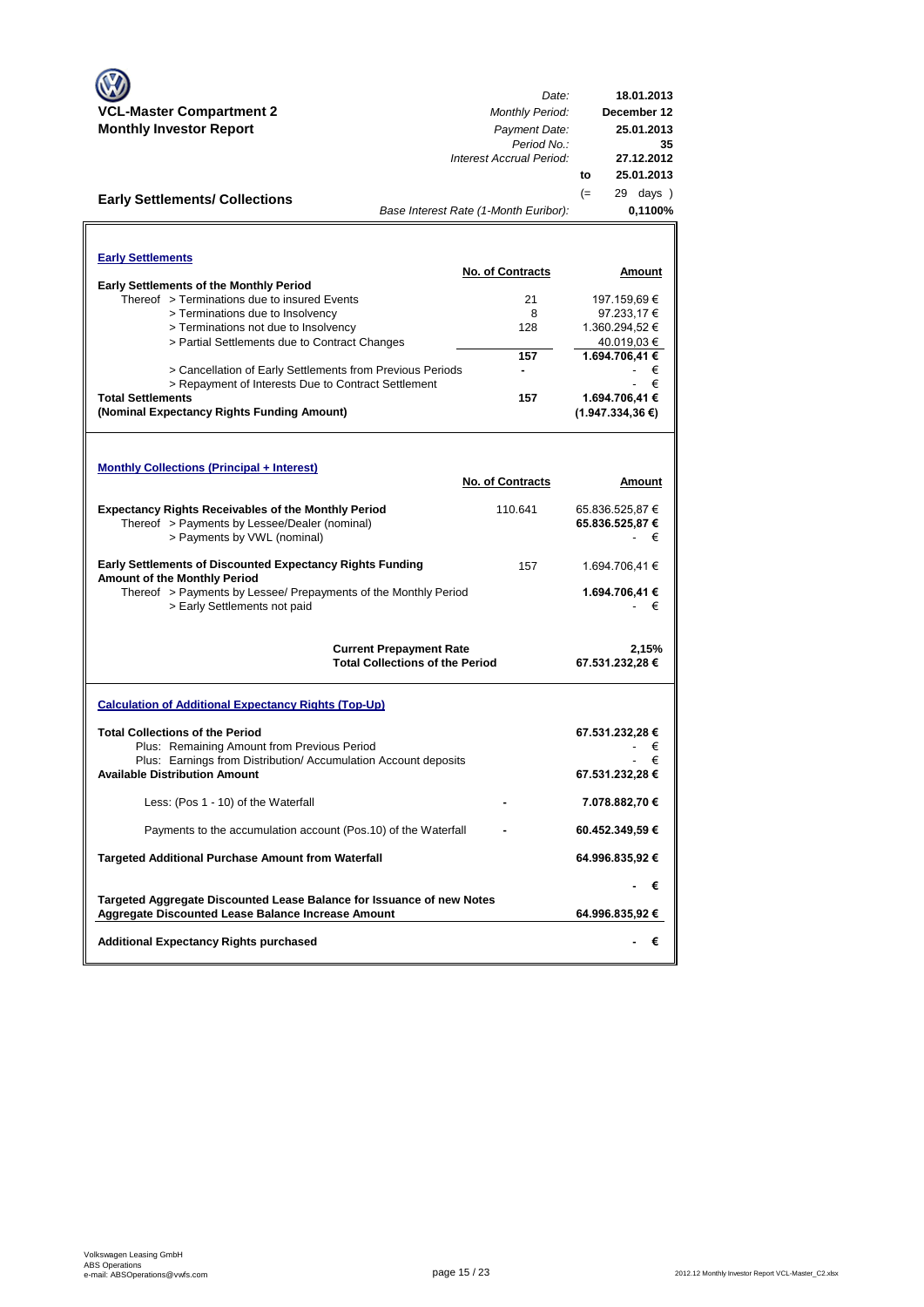**VCL-Master Compartment 2**
**Monthly Investor Report**

| | |
|---|---|
| *Date:* | **18.01.2013** |
| *Monthly Period:* | **December 12** |
| *Payment Date:* | **25.01.2013** |
| *Period No.:* | **35** |
| *Interest Accrual Period:* | **27.12.2012** |
| to | **25.01.2013** |
| | (= 29 days ) |
| *Base Interest Rate (1-Month Euribor):* | **0,1100%** |

## Early Settlements/ Collections

### Early Settlements

| | No. of Contracts | Amount |
|---|---|---|
| **Early Settlements of the Monthly Period** | | |
| Thereof > Terminations due to insured Events | 21 | 197.159,69 € |
| > Terminations due to Insolvency | 8 | 97.233,17 € |
| > Terminations not due to Insolvency | 128 | 1.360.294,52 € |
| > Partial Settlements due to Contract Changes | | 40.019,03 € |
| | **157** | **1.694.706,41 €** |
| > Cancellation of Early Settlements from Previous Periods | - | - € |
| > Repayment of Interests Due to Contract Settlement | | - € |
| **Total Settlements** | **157** | **1.694.706,41 €** |
| **(Nominal Expectancy Rights Funding Amount)** | | **(1.947.334,36 €)** |

### Monthly Collections (Principal + Interest)

| | No. of Contracts | Amount |
|---|---|---|
| **Expectancy Rights Receivables of the Monthly Period** | 110.641 | 65.836.525,87 € |
| Thereof > Payments by Lessee/Dealer (nominal) | | **65.836.525,87 €** |
| > Payments by VWL (nominal) | | - € |
| **Early Settlements of Discounted Expectancy Rights Funding Amount of the Monthly Period** | 157 | 1.694.706,41 € |
| Thereof > Payments by Lessee/ Prepayments of the Monthly Period | | **1.694.706,41 €** |
| > Early Settlements not paid | | - € |
| **Current Prepayment Rate** | | **2,15%** |
| **Total Collections of the Period** | | **67.531.232,28 €** |

### Calculation of Additional Expectancy Rights (Top-Up)

| | | |
|---|---|---|
| **Total Collections of the Period** | | **67.531.232,28 €** |
| Plus: Remaining Amount from Previous Period | | - € |
| Plus: Earnings from Distribution/ Accumulation Account deposits | | - € |
| **Available Distribution Amount** | | **67.531.232,28 €** |
| Less: (Pos 1 - 10) of the Waterfall | - | **7.078.882,70 €** |
| Payments to the accumulation account (Pos.10) of the Waterfall | - | **60.452.349,59 €** |
| **Targeted Additional Purchase Amount from Waterfall** | | **64.996.835,92 €** |
| | | **- €** |
| **Targeted Aggregate Discounted Lease Balance for Issuance of new Notes** | | |
| **Aggregate Discounted Lease Balance Increase Amount** | | **64.996.835,92 €** |
| **Additional Expectancy Rights purchased** | | **- €** |

Volkswagen Leasing GmbH
ABS Operations
e-mail: ABSOperations@vwfs.com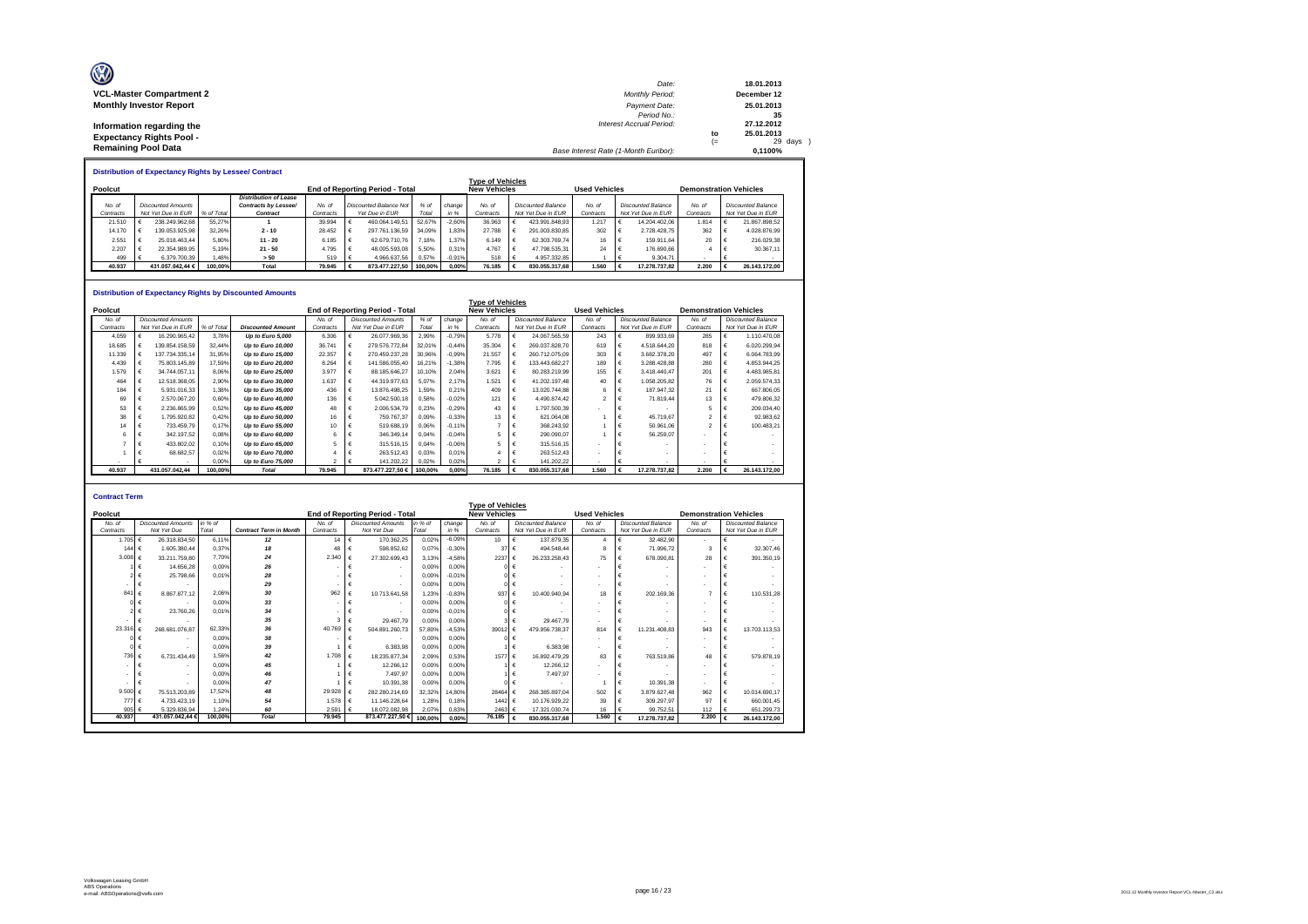**VCL-Master Compartment 2**
**Monthly Investor Report**

**Information regarding the Expectancy Rights Pool - Remaining Pool Data**

| | | |
|---|---|---|
| Date: | | 18.01.2013 |
| Monthly Period: | | December 12 |
| Payment Date: | | 25.01.2013 |
| Period No.: | | 35 |
| Interest Accrual Period: | | 27.12.2012 |
| | to | 25.01.2013 |
| | (= | 29 days ) |
| Base Interest Rate (1-Month Euribor): | | 0,1100% |

## Distribution of Expectancy Rights by Lessee/ Contract

| Poolcut | | | | End of Reporting Period - Total | | | | Type of Vehicles New Vehicles | | Used Vehicles | | Demonstration Vehicles | |
|---|---|---|---|---|---|---|---|---|---|---|---|---|---|
| No. of Contracts | Discounted Amounts Not Yet Due in EUR | % of Total | Distribution of Lease Contracts by Lessee/ Contract | No. of Contracts | Discounted Balance Not Yet Due in EUR | % of Total | change in % | No. of Contracts | Discounted Balance Not Yet Due in EUR | No. of Contracts | Discounted Balance Not Yet Due in EUR | No. of Contracts | Discounted Balance Not Yet Due in EUR |
| 21.510 | € 238.249.962,68 | 55,27% | 1 | 39.994 | € 460.064.149,51 | 52,67% | -2,60% | 36.963 | € 423.991.848,93 | 1.217 | € 14.204.402,06 | 1.814 | € 21.867.898,52 |
| 14.170 | € 139.053.925,98 | 32,26% | 2 - 10 | 28.452 | € 297.761.136,59 | 34,09% | 1,83% | 27.788 | € 291.003.830,85 | 302 | € 2.728.428,75 | 362 | € 4.028.876,99 |
| 2.551 | € 25.018.463,44 | 5,80% | 11 - 20 | 6.185 | € 62.679.710,76 | 7,18% | 1,37% | 6.149 | € 62.303.769,74 | 16 | € 159.911,64 | 20 | € 216.029,38 |
| 2.207 | € 22.354.989,95 | 5,19% | 21 - 50 | 4.795 | € 48.005.593,08 | 5,50% | 0,31% | 4.767 | € 47.798.535,31 | 24 | € 176.690,66 | 4 | € 30.367,11 |
| 499 | € 6.379.700,39 | 1,48% | > 50 | 519 | € 4.966.637,56 | 0,57% | -0,91% | 518 | € 4.957.332,85 | 1 | € 9.304,71 | - | € - |
| 40.937 | 431.057.042,44 € | 100,00% | Total | 79.945 | € 873.477.227,50 | 100,00% | 0,00% | 76.185 | € 830.055.317,68 | 1.560 | € 17.278.737,82 | 2.200 | € 26.143.172,00 |

## Distribution of Expectancy Rights by Discounted Amounts

| Poolcut | | | | End of Reporting Period - Total | | | | Type of Vehicles New Vehicles | | Used Vehicles | | Demonstration Vehicles | |
|---|---|---|---|---|---|---|---|---|---|---|---|---|---|
| No. of Contracts | Discounted Amounts Not Yet Due in EUR | % of Total | Discounted Amount | No. of Contracts | Discounted Amounts Not Yet Due in EUR | % of Total | change in % | No. of Contracts | Discounted Balance Not Yet Due in EUR | No. of Contracts | Discounted Balance Not Yet Due in EUR | No. of Contracts | Discounted Balance Not Yet Due in EUR |
| 4.059 | € 16.290.965,42 | 3,78% | Up to Euro 5,000 | 6.306 | € 26.077.989,36 | 2,99% | -0,79% | 5.778 | € 24.067.565,59 | 243 | € 899.933,69 | 285 | € 1.110.470,08 |
| 18.685 | € 139.854.158,59 | 32,44% | Up to Euro 10,000 | 36.741 | € 279.576.772,84 | 32,01% | -0,44% | 35.304 | € 269.037.828,70 | 619 | € 4.518.644,20 | 818 | € 6.020.299,94 |
| 11.339 | € 137.734.335,14 | 31,95% | Up to Euro 15,000 | 22.357 | € 270.459.237,28 | 30,96% | -0,99% | 21.557 | € 260.712.075,09 | 303 | € 3.682.378,20 | 497 | € 6.064.783,99 |
| 4.439 | € 75.803.145,89 | 17,59% | Up to Euro 20,000 | 8.264 | € 141.586.055,40 | 16,21% | -1,38% | 7.795 | € 133.443.682,27 | 189 | € 3.288.428,88 | 280 | € 4.853.944,25 |
| 1.579 | € 34.744.057,11 | 8,06% | Up to Euro 25,000 | 3.977 | € 88.185.646,27 | 10,10% | 2,04% | 3.621 | € 80.283.219,99 | 155 | € 3.418.440,47 | 201 | € 4.483.985,81 |
| 464 | € 12.518.368,05 | 2,90% | Up to Euro 30,000 | 1.637 | € 44.319.977,63 | 5,07% | 2,17% | 1.521 | € 41.202.197,48 | 40 | € 1.058.205,82 | 76 | € 2.059.574,33 |
| 184 | € 5.931.016,33 | 1,38% | Up to Euro 35,000 | 436 | € 13.876.498,25 | 1,59% | 0,21% | 409 | € 13.020.744,88 | 6 | € 187.947,32 | 21 | € 667.806,05 |
| 69 | € 2.570.067,20 | 0,60% | Up to Euro 40,000 | 136 | € 5.042.500,18 | 0,58% | -0,02% | 121 | € 4.490.874,42 | 2 | € 71.819,44 | 13 | € 479.806,32 |
| 53 | € 2.236.865,99 | 0,52% | Up to Euro 45,000 | 48 | € 2.006.534,79 | 0,23% | -0,29% | 43 | € 1.797.500,39 | - | € - | 5 | € 209.034,40 |
| 38 | € 1.795.920,82 | 0,42% | Up to Euro 50,000 | 16 | € 759.767,37 | 0,09% | -0,33% | 13 | € 621.064,08 | 1 | € 45.719,67 | 2 | € 92.983,62 |
| 14 | € 733.459,79 | 0,17% | Up to Euro 55,000 | 10 | € 519.688,19 | 0,06% | -0,11% | 7 | € 368.243,92 | 1 | € 50.961,06 | 2 | € 100.483,21 |
| 6 | € 342.197,52 | 0,08% | Up to Euro 60,000 | 6 | € 346.349,14 | 0,04% | -0,04% | 5 | € 290.090,07 | 1 | € 56.259,07 | - | € - |
| 7 | € 433.802,02 | 0,10% | Up to Euro 65,000 | 5 | € 315.516,15 | 0,04% | -0,06% | 5 | € 315.516,15 | - | € - | - | € - |
| 1 | € 68.682,57 | 0,02% | Up to Euro 70,000 | 4 | € 263.512,43 | 0,03% | 0,01% | 4 | € 263.512,43 | - | € - | - | € - |
| - | € - | 0,00% | Up to Euro 75,000 | 2 | € 141.202,22 | 0,02% | 0,02% | 2 | € 141.202,22 | - | € - | - | € - |
| 40.937 | 431.057.042,44 | 100,00% | Total | 79.945 | 873.477.227,50 € | 100,00% | 0,00% | 76.185 | € 830.055.317,68 | 1.560 | € 17.278.737,82 | 2.200 | € 26.143.172,00 |

## Contract Term

| Poolcut | | | | End of Reporting Period - Total | | | | Type of Vehicles New Vehicles | | Used Vehicles | | Demonstration Vehicles | |
|---|---|---|---|---|---|---|---|---|---|---|---|---|---|
| No. of Contracts | Discounted Amounts Not Yet Due | in % of Total | Contract Term in Month | No. of Contracts | Discounted Amounts Not Yet Due | in % of Total | change in % | No. of Contracts | Discounted Balance Not Yet Due in EUR | No. of Contracts | Discounted Balance Not Yet Due in EUR | No. of Contracts | Discounted Balance Not Yet Due in EUR |
| 1.705 | € 26.318.834,50 | 6,11% | 12 | 14 | € 170.362,25 | 0,02% | -6,09% | 10 | € 137.879,35 | 4 | € 32.482,90 | - | € - |
| 144 | € 1.605.380,44 | 0,37% | 18 | 48 | € 598.852,62 | 0,07% | -0,30% | 37 | € 494.548,44 | 8 | € 71.996,72 | 3 | € 32.307,46 |
| 3.008 | € 33.211.759,80 | 7,70% | 24 | 2.340 | € 27.302.699,43 | 3,13% | -4,58% | 2237 | € 26.233.258,43 | 75 | € 678.090,81 | 28 | € 391.350,19 |
| 1 | € 14.656,28 | 0,00% | 26 | - | € - | 0,00% | 0,00% | 0 | € - | - | € - | - | € - |
| 2 | € 25.798,66 | 0,01% | 28 | - | € - | 0,00% | -0,01% | 0 | € - | - | € - | - | € - |
| - | € - | 0,00% | 29 | - | € - | 0,00% | 0,00% | 0 | € - | - | € - | - | € - |
| 841 | € 8.867.877,12 | 2,06% | 30 | 962 | € 10.713.641,58 | 1,23% | -0,83% | 937 | € 10.400.940,94 | 18 | € 202.169,36 | 7 | € 110.531,28 |
| 0 | € - | 0,00% | 33 | - | € - | 0,00% | 0,00% | 0 | € - | - | € - | - | € - |
| 2 | € 23.760,26 | 0,01% | 34 | - | € - | 0,00% | -0,01% | 0 | € - | - | € - | - | € - |
| - | € - | | 35 | 3 | € 29.467,79 | 0,00% | 0,00% | 3 | € 29.467,79 | - | € - | - | € - |
| 23.316 | € 268.681.076,87 | 62,33% | 36 | 40.769 | € 504.891.260,73 | 57,80% | -4,53% | 39012 | € 479.956.738,37 | 814 | € 11.231.408,83 | 943 | € 13.703.113,53 |
| 0 | € - | 0,00% | 38 | - | € - | 0,00% | 0,00% | 0 | € - | - | € - | - | € - |
| 0 | € - | 0,00% | 39 | 1 | € 6.383,98 | 0,00% | 0,00% | 1 | € 6.383,98 | - | € - | - | € - |
| 736 | € 6.731.434,49 | 1,56% | 42 | 1.708 | € 18.235.877,34 | 2,09% | 0,53% | 1577 | € 16.892.479,29 | 83 | € 763.519,86 | 48 | € 579.878,19 |
| - | € - | 0,00% | 45 | 1 | € 12.266,12 | 0,00% | 0,00% | 1 | € 12.266,12 | - | € - | - | € - |
| - | € - | 0,00% | 46 | 1 | € 7.497,97 | 0,00% | 0,00% | 1 | € 7.497,97 | - | € - | - | € - |
| - | € - | 0,00% | 47 | 1 | € 10.391,38 | 0,00% | 0,00% | 0 | € - | 1 | € 10.391,38 | - | € - |
| 9.500 | € 75.513.203,89 | 17,52% | 48 | 29.928 | € 282.280.214,69 | 32,32% | 14,80% | 28464 | € 268.385.897,04 | 502 | € 3.879.627,48 | 962 | € 10.014.690,17 |
| 777 | € 4.733.423,19 | 1,10% | 54 | 1.578 | € 11.146.228,64 | 1,28% | 0,18% | 1442 | € 10.176.929,22 | 39 | € 309.297,97 | 97 | € 660.001,45 |
| 905 | € 5.329.836,94 | 1,24% | 60 | 2.591 | € 18.072.082,98 | 2,07% | 0,83% | 2463 | € 17.321.030,74 | 16 | € 99.752,51 | 112 | € 651.299,73 |
| 40.937 | 431.057.042,44 € | 100,00% | Total | 79.945 | 873.477.227,50 € | 100,00% | 0,00% | 76.185 | € 830.055.317,68 | 1.560 | € 17.278.737,82 | 2.200 | € 26.143.172,00 |

Volkswagen Leasing GmbH
ABS Operations
e-mail: ABSOperations@vwfs.com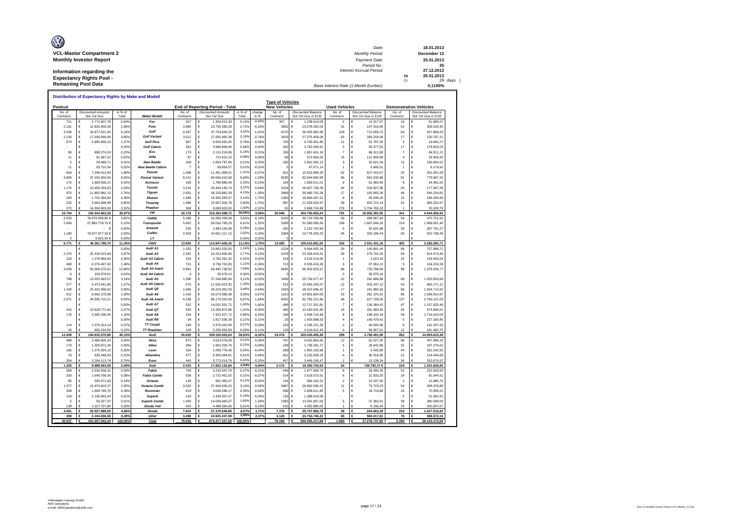**VCL-Master Compartment 2**
**Monthly Investor Report**

**Information regarding the Expectancy Rights Pool - Remaining Pool Data**

| | | | |
|---|---|---|---|
| Date: | | 18.01.2013 | |
| Monthly Period: | | December 12 | |
| Payment Date: | | 25.01.2013 | |
| Period No.: | | 35 | |
| Interest Accrual Period: | | 27.12.2012 | |
| | to | 25.01.2013 | |
| | (= | 29 | days ) |
| Base Interest Rate (1-Month Euribor): | | 0,1100% | |

## Distribution of Expectancy Rights by Make and Modell

| Poolcut | | | | End of Reporting Period - Total | | | | Type of Vehicles: New Vehicles | | Used Vehicles | | Demonstration Vehicles | |
|---|---|---|---|---|---|---|---|---|---|---|---|---|---|
| No. of Contracts | Discounted Amounts Not Yet Due | in % of Total | Make/ Modell | No. of Contracts | Discounted Amounts Not Yet Due | in % of Total | change in % | No. of Contracts | Discounted Balance Not Yet Due in EUR | No. of Contracts | Discounted Balance Not Yet Due in EUR | No. of Contracts | Discounted Balance Not Yet Due in EUR |
| 721 | € 2.772.607,78 | 0,64% | Fox | 327 | € 1.304.612,33 | 0,15% | -0,49% | 307 | € 1.238.614,09 | 4 | € 14.317,57 | 16 | € 51.680,67 |
| 2.191 | € 12.826.659,38 | 2,98% | Polo | 3.885 | € 23.735.395,28 | 2,72% | -0,26% | 3802 | € 23.278.342,03 | 31 | € 147.519,95 | 52 | € 309.533,30 |
| 3.036 | € 26.877.521,90 | 6,24% | Golf | 4.437 | € 37.753.845,33 | 4,32% | -1,91% | 4270 | € 36.493.982,98 | 103 | € 712.055,72 | 64 | € 547.806,63 |
| 2.130 | € 17.039.646,06 | 3,95% | Golf Variant | 3.511 | € 27.900.465,38 | 3,19% | -0,76% | 3429 | € 27.375.409,08 | 65 | € 394.259,09 | 17 | € 130.797,21 |
| 674 | € 5.885.669,15 | 1,37% | Golf Plus | 807 | € 6.826.692,00 | 0,78% | -0,58% | 793 | € 6.745.051,80 | 11 | € 61.797,93 | 3 | € 19.842,27 |
| - | € - | 0,00% | Golf Cabrio | 362 | € 3.996.846,46 | 0,46% | 0,46% | 340 | € 3.762.548,91 | 5 | € 55.477,52 | 17 | € 178.820,03 |
| 90 | € 998.274,24 | 0,23% | Eos | 173 | € 2.110.224,99 | 0,24% | 0,01% | 159 | € 1.957.401,18 | 7 | € 68.312,60 | 7 | € 84.511,21 |
| 11 | € 81.467,52 | 0,02% | Jetta | 87 | € 714.810,15 | 0,08% | 0,06% | 68 | € 572.994,25 | 15 | € 111.909,98 | 4 | € 29.905,92 |
| 5 | € 29.489,71 | 0,01% | New Beetle | 208 | € 1.843.797,66 | 0,21% | 0,20% | 190 | € 1.651.092,10 | 3 | € 32.621,04 | 15 | € 160.084,52 |
| 11 | € 93.710,56 | 0,02% | New Beetle Cabrio | 7 | € 59.854,57 | 0,01% | -0,01% | 5 | € 47.871,14 | 1 | € 5.808,51 | 1 | € 6.174,92 |
| 643 | € 7.248.012,84 | 1,68% | Passat | 1.008 | € 11.451.308,41 | 1,31% | -0,37% | 921 | € 10.522.896,25 | 62 | € 627.410,57 | 25 | € 301.001,59 |
| 3.883 | € 37.292.650,65 | 8,65% | Passat Variant | 8.212 | € 84.566.610,69 | 9,68% | 1,03% | 8035 | € 82.944.092,69 | 96 | € 842.530,68 | 81 | € 779.987,32 |
| 176 | € 1.869.639,21 | 0,43% | Scirocco | 165 | € 1.789.885,49 | 0,20% | -0,23% | 154 | € 1.683.511,01 | 6 | € 61.383,46 | 5 | € 44.991,02 |
| 1.170 | € 10.459.333,63 | 2,43% | Touran | 3.218 | € 29.404.183,74 | 3,37% | 0,94% | 3154 | € 28.907.728,39 | 44 | € 318.507,96 | 20 | € 177.947,39 |
| 975 | € 11.892.982,13 | 2,76% | Tiguan | 2.931 | € 36.220.882,39 | 4,15% | 1,39% | 2868 | € 35.490.792,28 | 17 | € 183.955,30 | 46 | € 546.134,81 |
| 183 | € 1.702.394,60 | 0,39% | Sharan | 1.384 | € 18.305.359,07 | 2,10% | 1,70% | 1363 | € 18.084.067,21 | 6 | € 55.036,20 | 15 | € 166.255,66 |
| 232 | € 3.663.999,99 | 0,85% | Touareg | 1.088 | € 22.667.504,78 | 2,60% | 1,75% | 997 | € 21.029.529,97 | 39 | € 654.722,14 | 52 | € 983.252,67 |
| 573 | € 14.308.603,93 | 3,32% | Phaeton | 368 | € 8.699.820,00 | 1,00% | -2,32% | 91 | € 2.969.724,88 | 276 | € 5.704.765,33 | 1 | € 25.329,79 |
| **16.704** | **€ 155.042.663,28** | **35,97%** | **VW** | **32.178** | **€ 319.352.098,72** | **36,56%** | **0,59%** | **30.946** | **€ 304.755.650,24** | **791** | **€ 10.052.391,55** | **441** | **€ 4.544.056,93** |
| 2.933 | 16.474.528,84 € | 3,82% | Caddy | 5.289 | € 31.686.439,08 | 3,63% | -0,19% | 5102 | € 30.724.769,88 | 93 | € 490.967,64 | 94 | € 470.701,56 |
| 2.656 | 21.963.719,12 € | 5,10% | Transporter | 5.802 | € 56.016.783,20 | 6,41% | 1,32% | 5389 | € 52.360.085,60 | 199 | € 1.687.646,20 | 214 | € 1.969.051,40 |
| - | - € | 0,00% | Amarok | 235 | € 2.493.165,99 | 0,29% | 0,29% | 200 | € 2.152.742,84 | 6 | € 52.631,88 | 29 | € 287.791,27 |
| 1.180 | 10.917.917,33 € | 2,53% | Crafter | 2.504 | € 24.651.217,15 | 2,82% | 0,29% | 2394 | € 23.778.293,23 | 45 | € 320.185,44 | 65 | € 552.738,48 |
| 2 | 5.623,50 € | 0,00% | LT | - | € - | 0,00% | 0,00% | 0 | € - | - | € - | - | € - |
| **6.771** | **€ 49.361.788,79** | **11,45%** | **VWN** | **13.830** | **€ 114.847.605,42** | **13,15%** | **1,70%** | **13.085** | **€ 109.015.891,55** | **343** | **€ 2.551.431,16** | **402** | **€ 3.280.282,71** |
| - | € - | 0,00% | Audi A1 | 1.333 | € 10.863.335,50 | 1,24% | 1,24% | 1224 | € 9.964.455,34 | 20 | € 140.891,44 | 89 | € 757.988,72 |
| 2.370 | € 25.318.315,94 | 5,87% | Audi A3 | 2.332 | € 24.222.835,06 | 2,77% | -3,10% | 2229 | € 23.328.619,31 | 39 | € 279.742,26 | 64 | € 614.473,49 |
| 103 | € 1.278.966,83 | 0,30% | Audi A3 Cabrio | 234 | € 2.782.291,32 | 0,32% | 0,02% | 218 | € 2.619.214,60 | 1 | € 3.623,18 | 15 | € 159.453,54 |
| 489 | € 6.376.497,45 | 1,48% | Audi A4 | 731 | € 9.736.702,83 | 1,11% | -0,36% | 713 | € 9.535.416,28 | 9 | € 97.062,21 | 9 | € 104.224,34 |
| 3.939 | € 55.568.275,61 | 12,89% | Audi A4 Avant | 4.861 | € 68.465.738,92 | 7,84% | -5,05% | 4695 | € 66.353.923,67 | 68 | € 733.788,48 | 98 | € 1.378.026,77 |
| 9 | € 100.078,81 | 0,02% | Audi A4 Cabrio | 3 | € 35.076,10 | 0,00% | -0,02% | 0 | € - | 3 | € 35.076,10 | - | € - |
| 798 | € 13.553.463,57 | 3,14% | Audi A5 | 1.590 | € 27.248.980,99 | 3,12% | -0,02% | 1499 | € 25.756.577,47 | 22 | € 291.899,68 | 69 | € 1.200.503,84 |
| 277 | € 5.473.541,95 | 1,27% | Audi A5 Cabrio | 570 | € 11.592.623,30 | 1,33% | 0,06% | 515 | € 10.545.205,07 | 12 | € 202.247,12 | 43 | € 845.171,11 |
| 1.433 | € 25.422.358,62 | 5,90% | Audi Q5 | 1.656 | € 30.219.391,59 | 3,46% | -2,44% | 1553 | € 28.412.696,42 | 17 | € 241.980,26 | 86 | € 1.564.714,91 |
| 612 | € 8.992.279,98 | 2,09% | Audi A6 | 1.416 | € 26.673.089,38 | 3,05% | 0,97% | 1310 | € 24.801.804,00 | 20 | € 281.370,41 | 86 | € 1.589.914,97 |
| 2.071 | € 34.595.715,21 | 8,03% | Audi A6 Avant | 4.238 | € 86.170.042,09 | 9,87% | 1,84% | 4055 | € 82.782.212,86 | 46 | € 627.708,20 | 137 | € 2.760.121,03 |
| - | € - | 0,00% | Audi A7 | 552 | € 14.001.561,72 | 1,60% | 1,60% | 498 | € 12.717.351,81 | 7 | € 126.384,42 | 47 | € 1.157.825,49 |
| 415 | € 10.629.771,82 | 2,47% | Audi Q7 | 530 | € 13.266.872,96 | 1,52% | -0,95% | 490 | € 12.410.541,80 | 15 | € 281.484,55 | 25 | € 574.846,61 |
| 176 | € 5.090.336,45 | 1,18% | Audi A8 | 234 | € 7.423.327,72 | 0,85% | -0,33% | 168 | € 5.558.724,49 | 8 | € 148.193,19 | 58 | € 1.716.410,04 |
| - | € - | 0,00% | Audi R8 | 34 | € 1.817.538,39 | 0,21% | 0,21% | 25 | € 1.433.898,53 | 4 | € 156.479,41 | 5 | € 227.160,45 |
| 114 | € 1.576.314,14 | 0,37% | TT Coupé | 166 | € 2.376.042,08 | 0,27% | -0,09% | 153 | € 2.195.151,28 | 4 | € 49.593,48 | 9 | € 131.297,32 |
| 43 | € 656.154,50 | 0,15% | TT Roadster | 149 | € 2.255.052,69 | 0,26% | 0,11% | 133 | € 2.014.612,43 | 4 | € 58.957,51 | 12 | € 181.482,75 |
| **12.849** | **€ 194.632.070,88** | **45,15%** | **Audi** | **20.629** | **€ 339.150.502,64** | **38,83%** | **-6,32%** | **19.478** | **€ 320.430.405,36** | **299** | **€ 3.756.481,90** | **852** | **€ 14.963.615,38** |
| 488 | € 2.486.805,33 | 0,58% | Ibiza | 875 | € 4.523.076,09 | 0,52% | -0,06% | 767 | € 4.022.863,65 | 12 | € 52.227,25 | 96 | € 447.985,19 |
| 176 | € 1.305.871,34 | 0,30% | Altea | 284 | € 1.962.200,76 | 0,22% | -0,08% | 248 | € 1.736.281,27 | 5 | € 28.642,88 | 31 | € 197.276,61 |
| 186 | € 1.276.354,13 | 0,30% | Leon | 334 | € 2.258.776,40 | 0,26% | -0,04% | 289 | € 1.992.100,96 | 1 | € 5.432,89 | 44 | € 261.242,55 |
| 79 | € 635.448,54 | 0,15% | Alhambra | 477 | € 5.305.064,81 | 0,61% | 0,46% | 461 | € 5.150.309,18 | 4 | € 30.310,95 | 12 | € 124.444,68 |
| 354 | € 3.284.113,74 | 0,76% | Exeo | 445 | € 3.773.014,78 | 0,43% | -0,33% | 407 | € 3.449.199,47 | 2 | € 13.138,34 | 36 | € 310.676,97 |
| **1.283** | **€ 8.988.593,08** | **2,09%** | **Seat** | **2.415** | **€ 17.822.132,84** | **2,04%** | **-0,04%** | **2.172** | **€ 16.350.754,53** | **24** | **129.752,31 €** | **219** | **€ 1.341.626,00** |
| 568 | € 2.530.558,31 | 0,59% | Fabia | 706 | € 3.233.547,78 | 0,37% | -0,22% | 646 | € 2.977.993,70 | 8 | € 33.490,25 | 52 | € 222.063,83 |
| 320 | € 1.649.766,05 | 0,38% | Fabia Combi | 538 | € 2.722.451,02 | 0,31% | -0,07% | 514 | € 2.619.573,51 | 6 | € 21.833,20 | 18 | € 81.044,31 |
| 85 | € 593.971,83 | 0,14% | Octavia | 138 | € 991.485,07 | 0,11% | -0,02% | 134 | € 966.162,31 | 2 | € 12.337,00 | 2 | € 12.985,76 |
| 1.377 | € 10.979.819,27 | 2,55% | Octavia Combi | 3.532 | € 27.444.636,25 | 3,14% | 0,59% | 3467 | € 26.962.536,22 | 11 | € 73.723,23 | 54 | € 408.376,80 |
| 349 | € 1.689.795,70 | 0,39% | Roomster | 619 | € 3.049.288,17 | 0,35% | -0,04% | 599 | € 2.959.011,80 | 5 | € 19.719,86 | 15 | € 70.556,51 |
| 218 | € 2.196.943,44 | 0,51% | Superb | 140 | € 1.439.397,47 | 0,16% | -0,34% | 135 | € 1.388.014,56 | - | € - | 5 | € 51.382,91 |
| 5 | € 59.327,37 | 0,01% | Superb Combi | 1.409 | € 14.009.660,07 | 1,60% | 1,59% | 1365 | € 13.591.697,63 | 5 | € 37.363,41 | 39 | € 380.599,03 |
| 139 | € 1.227.707,86 | 0,28% | Skoda Yeti | 542 | € 4.489.084,06 | 0,51% | 0,23% | 516 | € 4.282.880,05 | 1 | € 6.196,34 | 25 | € 200.007,67 |
| **3.061** | **€ 20.927.889,83** | **4,86%** | **Skoda** | **7.624** | **€ 57.379.549,89** | **6,57%** | **1,71%** | **7.376** | **€ 55.747.869,78** | **38** | **€ 204.663,29** | **210** | **€ 1.427.016,82** |
| **269** | **€ 2.104.036,58** | **0,49%** | **other** | **3.269** | **€ 24.925.337,99** | **2,85%** | **2,37%** | **3.128** | **€ 23.754.746,22** | **65** | **€ 584.017,61** | **76** | **€ 586.574,16** |
| **40.937** | **€ 431.057.042,44** | **100,00%** | **Total** | **79.945** | **€ 873.477.227,50** | **100,00%** | | **76.185** | **€ 830.055.317,68** | **1.560** | **€ 17.278.737,82** | **2.200** | **€ 26.143.172,00** |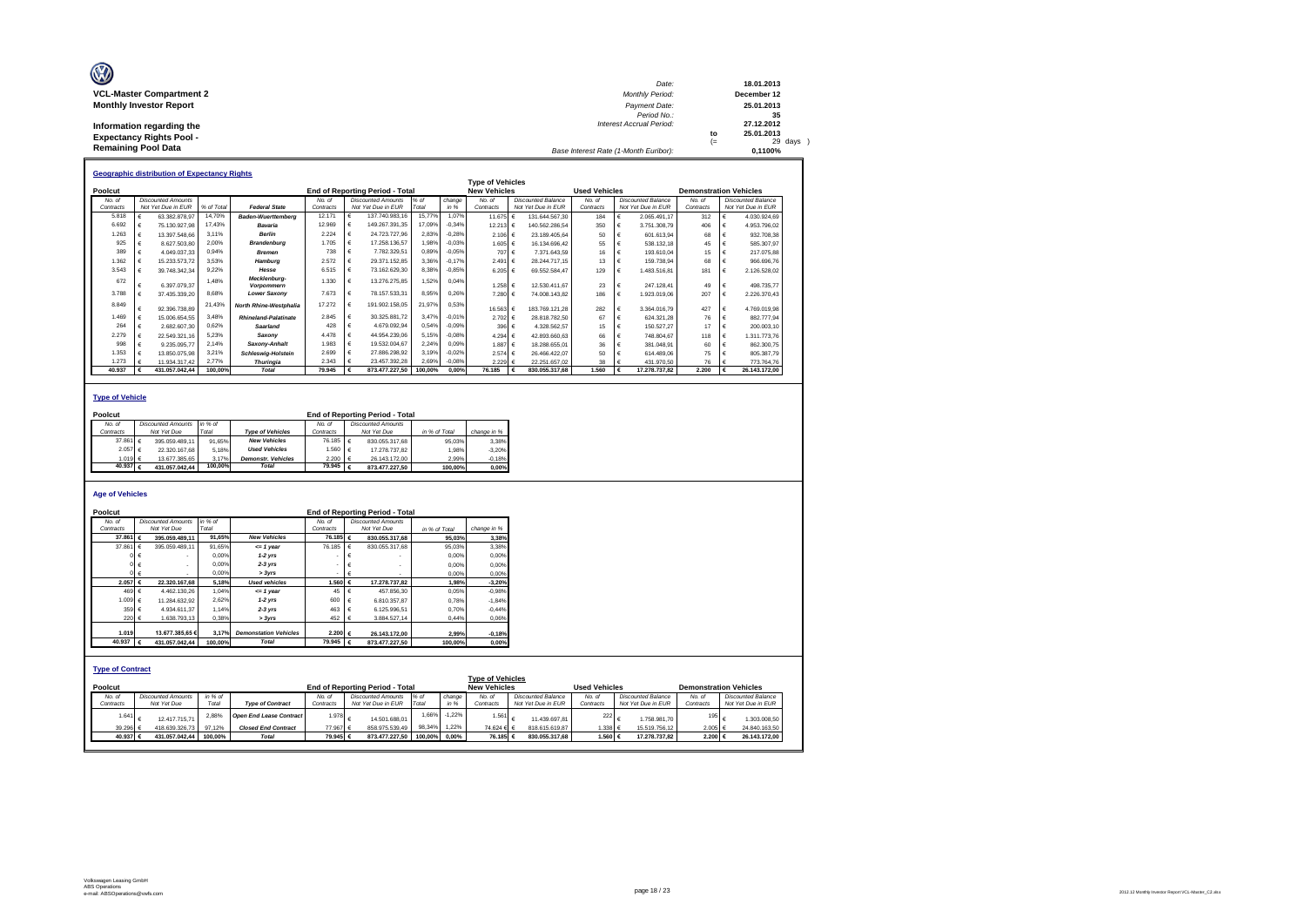**VCL-Master Compartment 2**
**Monthly Investor Report**

**Information regarding the Expectancy Rights Pool - Remaining Pool Data**

| | | |
|---|---|---|
| Date: | | 18.01.2013 |
| Monthly Period: | | December 12 |
| Payment Date: | | 25.01.2013 |
| Period No.: | | 35 |
| Interest Accrual Period: | | 27.12.2012 |
| | to | 25.01.2013 |
| | (= | 29 days ) |
| Base Interest Rate (1-Month Euribor): | | 0,1100% |

## Geographic distribution of Expectancy Rights

| Poolcut | | | | End of Reporting Period - Total | | | | Type of Vehicles: New Vehicles | | Used Vehicles | | Demonstration Vehicles | |
|---|---|---|---|---|---|---|---|---|---|---|---|---|---|
| No. of Contracts | Discounted Amounts Not Yet Due in EUR | % of Total | Federal State | No. of Contracts | Discounted Amounts Not Yet Due in EUR | % of Total | change in % | No. of Contracts | Discounted Balance Not Yet Due in EUR | No. of Contracts | Discounted Balance Not Yet Due in EUR | No. of Contracts | Discounted Balance Not Yet Due in EUR |
| 5.818 | € 63.382.878,97 | 14,70% | Baden-Wuerttemberg | 12.171 | € 137.740.983,16 | 15,77% | 1,07% | 11.675 | € 131.644.567,30 | 184 | € 2.065.491,17 | 312 | € 4.030.924,69 |
| 6.692 | € 75.130.927,98 | 17,43% | Bavaria | 12.969 | € 149.267.391,35 | 17,09% | -0,34% | 12.213 | € 140.562.286,54 | 350 | € 3.751.308,79 | 406 | € 4.953.796,02 |
| 1.263 | € 13.397.548,66 | 3,11% | Berlin | 2.224 | € 24.723.727,96 | 2,83% | -0,28% | 2.106 | € 23.189.405,64 | 50 | € 601.613,94 | 68 | € 932.708,38 |
| 925 | € 8.627.503,80 | 2,00% | Brandenburg | 1.705 | € 17.258.136,57 | 1,98% | -0,03% | 1.605 | € 16.134.696,42 | 55 | € 538.132,18 | 45 | € 585.307,97 |
| 389 | € 4.049.037,33 | 0,94% | Bremen | 738 | € 7.782.329,51 | 0,89% | -0,05% | 707 | € 7.371.643,59 | 16 | € 193.610,04 | 15 | € 217.075,88 |
| 1.362 | € 15.233.573,72 | 3,53% | Hamburg | 2.572 | € 29.371.152,85 | 3,36% | -0,17% | 2.491 | € 28.244.717,15 | 13 | € 159.738,94 | 68 | € 966.696,76 |
| 3.543 | € 39.748.342,34 | 9,22% | Hesse | 6.515 | € 73.162.629,30 | 8,38% | -0,85% | 6.205 | € 69.552.584,47 | 129 | € 1.483.516,81 | 181 | € 2.126.528,02 |
| 672 | € 6.397.079,37 | 1,48% | Mecklenburg-Vorpommern | 1.330 | € 13.276.275,85 | 1,52% | 0,04% | 1.258 | € 12.530.411,67 | 23 | € 247.128,41 | 49 | € 498.735,77 |
| 3.788 | € 37.435.339,20 | 8,68% | Lower Saxony | 7.673 | € 78.157.533,31 | 8,95% | 0,26% | 7.280 | € 74.008.143,82 | 186 | € 1.923.019,06 | 207 | € 2.226.370,43 |
| 8.849 | € 92.396.738,89 | 21,43% | North Rhine-Westphalia | 17.272 | € 191.902.158,05 | 21,97% | 0,53% | 16.563 | € 183.769.121,28 | 282 | € 3.364.016,79 | 427 | € 4.769.019,98 |
| 1.469 | € 15.006.654,55 | 3,48% | Rhineland-Palatinate | 2.845 | € 30.325.881,72 | 3,47% | -0,01% | 2.702 | € 28.818.782,50 | 67 | € 624.321,28 | 76 | € 882.777,94 |
| 264 | € 2.682.607,30 | 0,62% | Saarland | 428 | € 4.679.092,94 | 0,54% | -0,09% | 396 | € 4.328.562,57 | 15 | € 150.527,27 | 17 | € 200.003,10 |
| 2.279 | € 22.549.321,16 | 5,23% | Saxony | 4.478 | € 44.954.239,06 | 5,15% | -0,08% | 4.294 | € 42.893.660,63 | 66 | € 748.804,67 | 118 | € 1.311.773,76 |
| 998 | € 9.235.095,77 | 2,14% | Saxony-Anhalt | 1.983 | € 19.532.004,67 | 2,24% | 0,09% | 1.887 | € 18.288.655,01 | 36 | € 381.048,91 | 60 | € 862.300,75 |
| 1.353 | € 13.850.075,98 | 3,21% | Schleswig-Holstein | 2.699 | € 27.886.298,92 | 3,19% | -0,02% | 2.574 | € 26.466.422,07 | 50 | € 614.489,06 | 75 | € 805.387,79 |
| 1.273 | € 11.934.317,42 | 2,77% | Thuringia | 2.343 | € 23.457.392,28 | 2,69% | -0,08% | 2.229 | € 22.251.657,02 | 38 | € 431.970,50 | 76 | € 773.764,76 |
| 40.937 | € 431.057.042,44 | 100,00% | Total | 79.945 | € 873.477.227,50 | 100,00% | 0,00% | 76.185 | € 830.055.317,68 | 1.560 | € 17.278.737,82 | 2.200 | € 26.143.172,00 |

## Type of Vehicle

| Poolcut | | | | End of Reporting Period - Total | | | |
|---|---|---|---|---|---|---|---|
| No. of Contracts | Discounted Amounts Not Yet Due | in % of Total | Type of Vehicles | No. of Contracts | Discounted Amounts Not Yet Due | in % of Total | change in % |
| 37.861 | € 395.059.489,11 | 91,65% | New Vehicles | 76.185 | € 830.055.317,68 | 95,03% | 3,38% |
| 2.057 | € 22.320.167,68 | 5,18% | Used Vehicles | 1.560 | € 17.278.737,82 | 1,98% | -3,20% |
| 1.019 | € 13.677.385,65 | 3,17% | Demonstr. Vehicles | 2.200 | € 26.143.172,00 | 2,99% | -0,18% |
| 40.937 | € 431.057.042,44 | 100,00% | Total | 79.945 | € 873.477.227,50 | 100,00% | 0,00% |

## Age of Vehicles

| Poolcut | | | | End of Reporting Period - Total | | | |
|---|---|---|---|---|---|---|---|
| No. of Contracts | Discounted Amounts Not Yet Due | in % of Total | | No. of Contracts | Discounted Amounts Not Yet Due | in % of Total | change in % |
| 37.861 | € 395.059.489,11 | 91,65% | New Vehicles | 76.185 | € 830.055.317,68 | 95,03% | 3,38% |
| 37.861 | € 395.059.489,11 | 91,65% | <= 1 year | 76.185 | € 830.055.317,68 | 95,03% | 3,38% |
| 0 | € - | 0,00% | 1-2 yrs | - | € - | 0,00% | 0,00% |
| 0 | € - | 0,00% | 2-3 yrs | - | € - | 0,00% | 0,00% |
| 0 | € - | 0,00% | > 3yrs | - | € - | 0,00% | 0,00% |
| 2.057 | € 22.320.167,68 | 5,18% | Used vehicles | 1.560 | € 17.278.737,82 | 1,98% | -3,20% |
| 469 | € 4.462.130,26 | 1,04% | <= 1 year | 45 | € 457.856,30 | 0,05% | -0,98% |
| 1.009 | € 11.284.632,92 | 2,62% | 1-2 yrs | 600 | € 6.810.357,87 | 0,78% | -1,84% |
| 359 | € 4.934.611,37 | 1,14% | 2-3 yrs | 463 | € 6.125.996,51 | 0,70% | -0,44% |
| 220 | € 1.638.793,13 | 0,38% | > 3yrs | 452 | € 3.884.527,14 | 0,44% | 0,06% |
| 1.019 | 13.677.385,65 € | 3,17% | Demonstation Vehicles | 2.200 | € 26.143.172,00 | 2,99% | -0,18% |
| 40.937 | € 431.057.042,44 | 100,00% | Total | 79.945 | € 873.477.227,50 | 100,00% | 0,00% |

## Type of Contract

| Poolcut | | | | End of Reporting Period - Total | | | | Type of Vehicles: New Vehicles | | Used Vehicles | | Demonstration Vehicles | |
|---|---|---|---|---|---|---|---|---|---|---|---|---|---|
| No. of Contracts | Discounted Amounts Not Yet Due | in % of Total | Type of Contract | No. of Contracts | Discounted Amounts Not Yet Due in EUR | % of Total | change in % | No. of Contracts | Discounted Balance Not Yet Due in EUR | No. of Contracts | Discounted Balance Not Yet Due in EUR | No. of Contracts | Discounted Balance Not Yet Due in EUR |
| 1.641 | € 12.417.715,71 | 2,88% | Open End Lease Contract | 1.978 | € 14.501.688,01 | 1,66% | -1,22% | 1.561 | € 11.439.697,81 | 222 | € 1.758.981,70 | 195 | € 1.303.008,50 |
| 39.296 | € 418.639.326,73 | 97,12% | Closed End Contract | 77.967 | € 858.975.539,49 | 98,34% | 1,22% | 74.624 | € 818.615.619,87 | 1.338 | € 15.519.756,12 | 2.005 | € 24.840.163,50 |
| 40.937 | € 431.057.042,44 | 100,00% | Total | 79.945 | € 873.477.227,50 | 100,00% | 0,00% | 76.185 | € 830.055.317,68 | 1.560 | € 17.278.737,82 | 2.200 | € 26.143.172,00 |

Volkswagen Leasing GmbH
ABS Operations
e-mail: ABSOperations@vwfs.com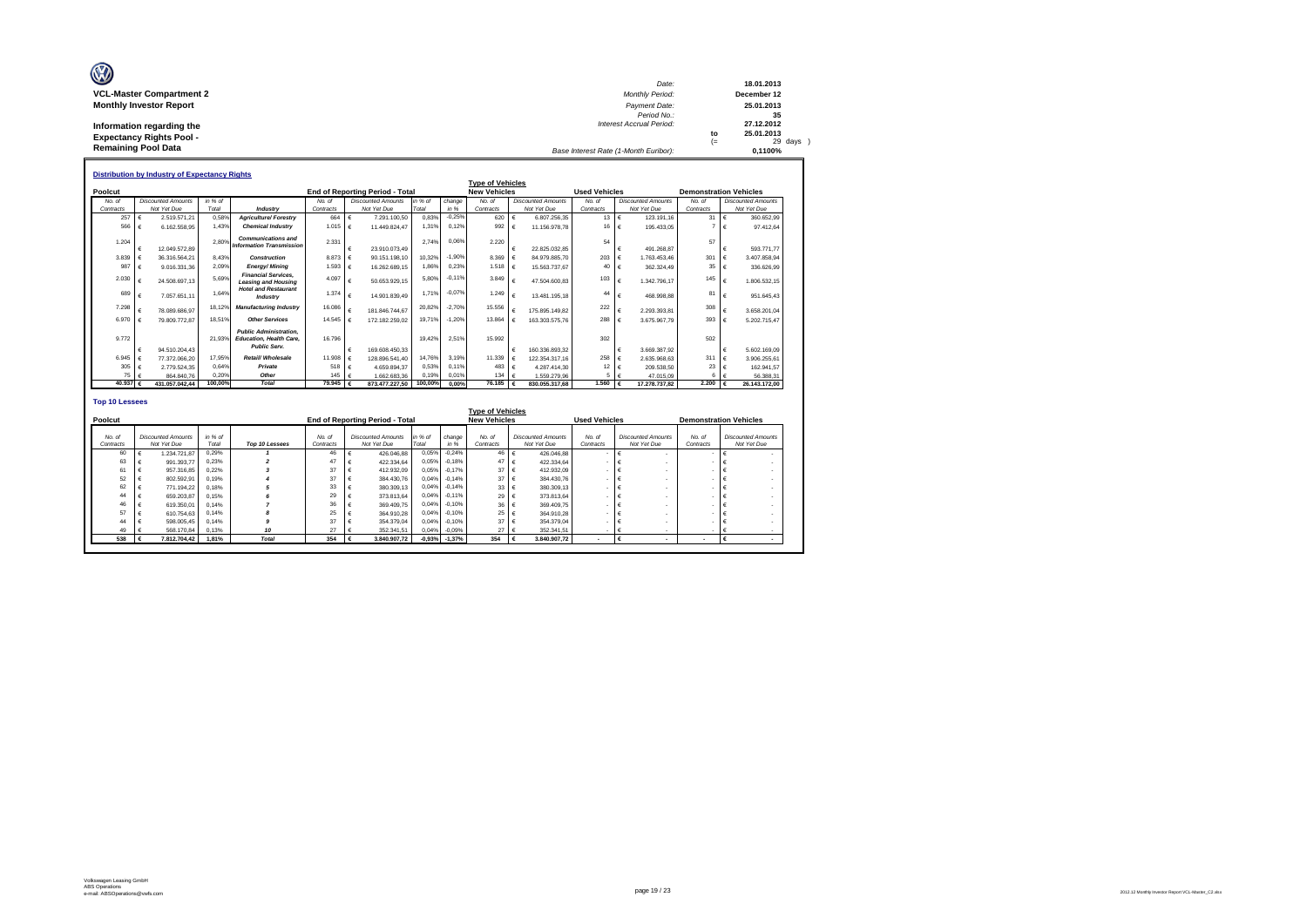**VCL-Master Compartment 2**
**Monthly Investor Report**

**Information regarding the Expectancy Rights Pool - Remaining Pool Data**

| | | |
|---|---|---|
| Date: | | 18.01.2013 |
| Monthly Period: | | December 12 |
| Payment Date: | | 25.01.2013 |
| Period No.: | | 35 |
| Interest Accrual Period: | | 27.12.2012 |
| | to | 25.01.2013 |
| | (= | 29 days ) |
| Base Interest Rate (1-Month Euribor): | | 0,1100% |

### Distribution by Industry of Expectancy Rights

| Poolcut | | | | End of Reporting Period - Total | | | | Type of Vehicles New Vehicles | | Used Vehicles | | Demonstration Vehicles | |
|---|---|---|---|---|---|---|---|---|---|---|---|---|---|
| No. of Contracts | Discounted Amounts Not Yet Due | in % of Total | Industry | No. of Contracts | Discounted Amounts Not Yet Due | in % of Total | change in % | No. of Contracts | Discounted Amounts Not Yet Due | No. of Contracts | Discounted Amounts Not Yet Due | No. of Contracts | Discounted Amounts Not Yet Due |
| 257 | € 2.519.571,21 | 0,58% | Agriculture/ Forestry | 664 | € 7.291.100,50 | 0,83% | -0,25% | 620 | € 6.807.256,35 | 13 | € 123.191,16 | 31 | € 360.652,99 |
| 566 | € 6.162.558,95 | 1,43% | Chemical Industry | 1.015 | € 11.449.824,47 | 1,31% | 0,12% | 992 | € 11.156.978,78 | 16 | € 195.433,05 | 7 | € 97.412,64 |
| 1.204 | € 12.049.572,89 | 2,80% | Communications and Information Transmission | 2.331 | € 23.910.073,49 | 2,74% | 0,06% | 2.220 | € 22.825.032,85 | 54 | € 491.268,87 | 57 | € 593.771,77 |
| 3.839 | € 36.316.564,21 | 8,43% | Construction | 8.873 | € 90.151.198,10 | 10,32% | -1,90% | 8.369 | € 84.979.885,70 | 203 | € 1.763.453,46 | 301 | € 3.407.858,94 |
| 987 | € 9.016.331,36 | 2,09% | Energy/ Mining | 1.593 | € 16.262.689,15 | 1,86% | 0,23% | 1.518 | € 15.563.737,67 | 40 | € 362.324,49 | 35 | € 336.626,99 |
| 2.030 | € 24.508.697,13 | 5,69% | Financial Services, Leasing and Housing | 4.097 | € 50.653.929,15 | 5,80% | -0,11% | 3.849 | € 47.504.600,83 | 103 | € 1.342.796,17 | 145 | € 1.806.532,15 |
| 689 | € 7.057.651,11 | 1,64% | Hotel and Restaurant Industry | 1.374 | € 14.901.839,49 | 1,71% | -0,07% | 1.249 | € 13.481.195,18 | 44 | € 468.998,88 | 81 | € 951.645,43 |
| 7.298 | € 78.089.686,97 | 18,12% | Manufacturing Industry | 16.086 | € 181.846.744,67 | 20,82% | -2,70% | 15.556 | € 175.895.149,82 | 222 | € 2.293.393,81 | 308 | € 3.658.201,04 |
| 6.970 | € 79.809.772,87 | 18,51% | Other Services | 14.545 | € 172.182.259,02 | 19,71% | -1,20% | 13.864 | € 163.303.575,76 | 288 | € 3.675.967,79 | 393 | € 5.202.715,47 |
| 9.772 | € 94.510.204,43 | 21,93% | Public Administration, Education, Health Care, Public Serv. | 16.796 | € 169.608.450,33 | 19,42% | 2,51% | 15.992 | € 160.336.893,32 | 302 | € 3.669.387,92 | 502 | € 5.602.169,09 |
| 6.945 | € 77.372.066,20 | 17,95% | Retail/ Wholesale | 11.908 | € 128.896.541,40 | 14,76% | 3,19% | 11.339 | € 122.354.317,16 | 258 | € 2.635.968,63 | 311 | € 3.906.255,61 |
| 305 | € 2.779.524,35 | 0,64% | Private | 518 | € 4.659.894,37 | 0,53% | 0,11% | 483 | € 4.287.414,30 | 12 | € 209.538,50 | 23 | € 162.941,57 |
| 75 | € 864.840,76 | 0,20% | Other | 145 | € 1.662.683,36 | 0,19% | 0,01% | 134 | € 1.559.279,96 | 5 | € 47.015,09 | 6 | € 56.388,31 |
| 40.937 | € 431.057.042,44 | 100,00% | Total | 79.945 | € 873.477.227,50 | 100,00% | 0,00% | 76.185 | € 830.055.317,68 | 1.560 | € 17.278.737,82 | 2.200 | € 26.143.172,00 |

### Top 10 Lessees

| Poolcut | | | | End of Reporting Period - Total | | | | Type of Vehicles New Vehicles | | Used Vehicles | | Demonstration Vehicles | |
|---|---|---|---|---|---|---|---|---|---|---|---|---|---|
| No. of Contracts | Discounted Amounts Not Yet Due | in % of Total | Top 10 Lessees | No. of Contracts | Discounted Amounts Not Yet Due | in % of Total | change in % | No. of Contracts | Discounted Amounts Not Yet Due | No. of Contracts | Discounted Amounts Not Yet Due | No. of Contracts | Discounted Amounts Not Yet Due |
| 60 | € 1.234.721,87 | 0,29% | 1 | 46 | € 426.046,88 | 0,05% | -0,24% | 46 | € 426.046,88 | - | € - | - | € - |
| 63 | € 991.393,77 | 0,23% | 2 | 47 | € 422.334,64 | 0,05% | -0,18% | 47 | € 422.334,64 | - | € - | - | € - |
| 61 | € 957.316,85 | 0,22% | 3 | 37 | € 412.932,09 | 0,05% | -0,17% | 37 | € 412.932,09 | - | € - | - | € - |
| 52 | € 802.592,91 | 0,19% | 4 | 37 | € 384.430,76 | 0,04% | -0,14% | 37 | € 384.430,76 | - | € - | - | € - |
| 62 | € 771.194,22 | 0,18% | 5 | 33 | € 380.309,13 | 0,04% | -0,14% | 33 | € 380.309,13 | - | € - | - | € - |
| 44 | € 659.203,87 | 0,15% | 6 | 29 | € 373.813,64 | 0,04% | -0,11% | 29 | € 373.813,64 | - | € - | - | € - |
| 46 | € 619.350,01 | 0,14% | 7 | 36 | € 369.409,75 | 0,04% | -0,10% | 36 | € 369.409,75 | - | € - | - | € - |
| 57 | € 610.754,63 | 0,14% | 8 | 25 | € 364.910,28 | 0,04% | -0,10% | 25 | € 364.910,28 | - | € - | - | € - |
| 44 | € 598.005,45 | 0,14% | 9 | 37 | € 354.379,04 | 0,04% | -0,10% | 37 | € 354.379,04 | - | € - | - | € - |
| 49 | € 568.170,84 | 0,13% | 10 | 27 | € 352.341,51 | 0,04% | -0,09% | 27 | € 352.341,51 | - | € - | - | € - |
| 538 | € 7.812.704,42 | 1,81% | Total | 354 | € 3.840.907,72 | -0,93% | -1,37% | 354 | € 3.840.907,72 | - | € - | - | € - |

Volkswagen Leasing GmbH
ABS Operations
e-mail: ABSOperations@vwfs.com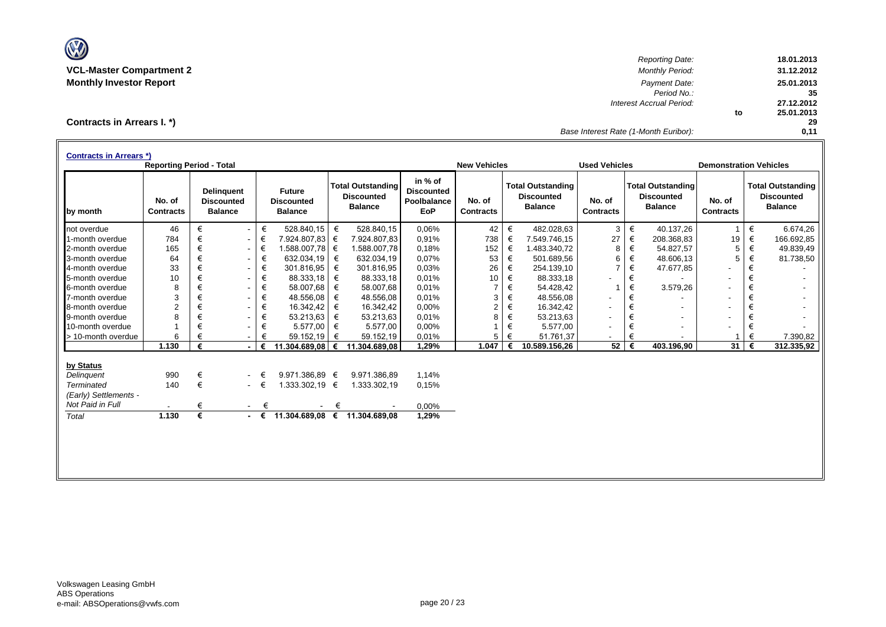**VCL-Master Compartment 2**
**Monthly Investor Report**

**Contracts in Arrears I. *)**

| | | |
|---|---|---|
| *Reporting Date:* | | 18.01.2013 |
| *Monthly Period:* | | 31.12.2012 |
| *Payment Date:* | | 25.01.2013 |
| *Period No.:* | | 35 |
| *Interest Accrual Period:* | | 27.12.2012 |
| | to | 25.01.2013 |
| | | 29 |
| *Base Interest Rate (1-Month Euribor):* | | 0,11 |

**Contracts in Arrears *)**

| | Reporting Period - Total | | | | | New Vehicles | | Used Vehicles | | Demonstration Vehicles | |
|---|---|---|---|---|---|---|---|---|---|---|---|
| **by month** | **No. of Contracts** | **Delinquent Discounted Balance** | **Future Discounted Balance** | **Total Outstanding Discounted Balance** | **in % of Discounted Poolbalance EoP** | **No. of Contracts** | **Total Outstanding Discounted Balance** | **No. of Contracts** | **Total Outstanding Discounted Balance** | **No. of Contracts** | **Total Outstanding Discounted Balance** |
| not overdue | 46 | € - | € 528.840,15 | € 528.840,15 | 0,06% | 42 | € 482.028,63 | 3 | € 40.137,26 | 1 | € 6.674,26 |
| 1-month overdue | 784 | € - | € 7.924.807,83 | € 7.924.807,83 | 0,91% | 738 | € 7.549.746,15 | 27 | € 208.368,83 | 19 | € 166.692,85 |
| 2-month overdue | 165 | € - | € 1.588.007,78 | € 1.588.007,78 | 0,18% | 152 | € 1.483.340,72 | 8 | € 54.827,57 | 5 | € 49.839,49 |
| 3-month overdue | 64 | € - | € 632.034,19 | € 632.034,19 | 0,07% | 53 | € 501.689,56 | 6 | € 48.606,13 | 5 | € 81.738,50 |
| 4-month overdue | 33 | € - | € 301.816,95 | € 301.816,95 | 0,03% | 26 | € 254.139,10 | 7 | € 47.677,85 | - | € - |
| 5-month overdue | 10 | € - | € 88.333,18 | € 88.333,18 | 0,01% | 10 | € 88.333,18 | - | € - | - | € - |
| 6-month overdue | 8 | € - | € 58.007,68 | € 58.007,68 | 0,01% | 7 | € 54.428,42 | 1 | € 3.579,26 | - | € - |
| 7-month overdue | 3 | € - | € 48.556,08 | € 48.556,08 | 0,01% | 3 | € 48.556,08 | - | € - | - | € - |
| 8-month overdue | 2 | € - | € 16.342,42 | € 16.342,42 | 0,00% | 2 | € 16.342,42 | - | € - | - | € - |
| 9-month overdue | 8 | € - | € 53.213,63 | € 53.213,63 | 0,01% | 8 | € 53.213,63 | - | € - | - | € - |
| 10-month overdue | 1 | € - | € 5.577,00 | € 5.577,00 | 0,00% | 1 | € 5.577,00 | - | € - | - | € - |
| > 10-month overdue | 6 | € - | € 59.152,19 | € 59.152,19 | 0,01% | 5 | € 51.761,37 | - | € - | 1 | € 7.390,82 |
| | **1.130** | **€ -** | **€ 11.304.689,08** | **€ 11.304.689,08** | **1,29%** | **1.047** | **€ 10.589.156,26** | **52** | **€ 403.196,90** | **31** | **€ 312.335,92** |

| **by Status** | | | | | |
|---|---|---|---|---|---|
| *Delinquent* | 990 | € - | € 9.971.386,89 | € 9.971.386,89 | 1,14% |
| *Terminated* | 140 | € - | € 1.333.302,19 | € 1.333.302,19 | 0,15% |
| *(Early) Settlements - Not Paid in Full* | - | € - | € - | € - | 0,00% |
| *Total* | **1.130** | **€ -** | **€ 11.304.689,08** | **€ 11.304.689,08** | **1,29%** |

Volkswagen Leasing GmbH
ABS Operations
e-mail: ABSOperations@vwfs.com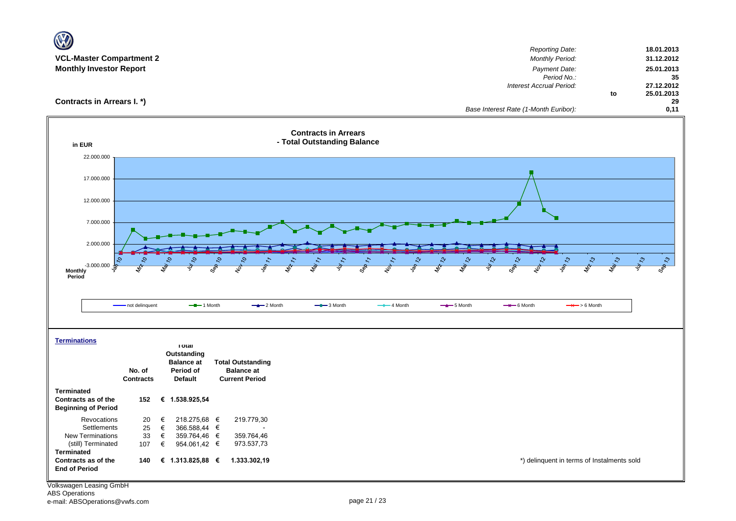**VCL-Master Compartment 2**
**Monthly Investor Report**

| | |
|---|---|
| *Reporting Date:* | 18.01.2013 |
| *Monthly Period:* | 31.12.2012 |
| *Payment Date:* | 25.01.2013 |
| *Period No.:* | 35 |
| *Interest Accrual Period:* | 27.12.2012 to 25.01.2013 |
| | 29 |
| *Base Interest Rate (1-Month Euribor):* | 0,11 |

## Contracts in Arrears I. *)

**Contracts in Arrears - Total Outstanding Balance**

in EUR

Legend: not delinquent, 1 Month, 2 Month, 3 Month, 4 Month, 5 Month, 6 Month, > 6 Month

Monthly Period: Jan 10 – Sep 13

### Terminations

| | No. of Contracts | Total Outstanding Balance at Period of Default | Total Outstanding Balance at Current Period |
|---|---|---|---|
| **Terminated Contracts as of the Beginning of Period** | **152** | **€ 1.538.925,54** | |
| Revocations | 20 | € 218.275,68 | € 219.779,30 |
| Settlements | 25 | € 366.588,44 | € - |
| New Terminations | 33 | € 359.764,46 | € 359.764,46 |
| (still) Terminated | 107 | € 954.061,42 | € 973.537,73 |
| **Terminated Contracts as of the End of Period** | **140** | **€ 1.313.825,88** | **€ 1.333.302,19** |

*) delinquent in terms of Instalments sold

Volkswagen Leasing GmbH
ABS Operations
e-mail: ABSOperations@vwfs.com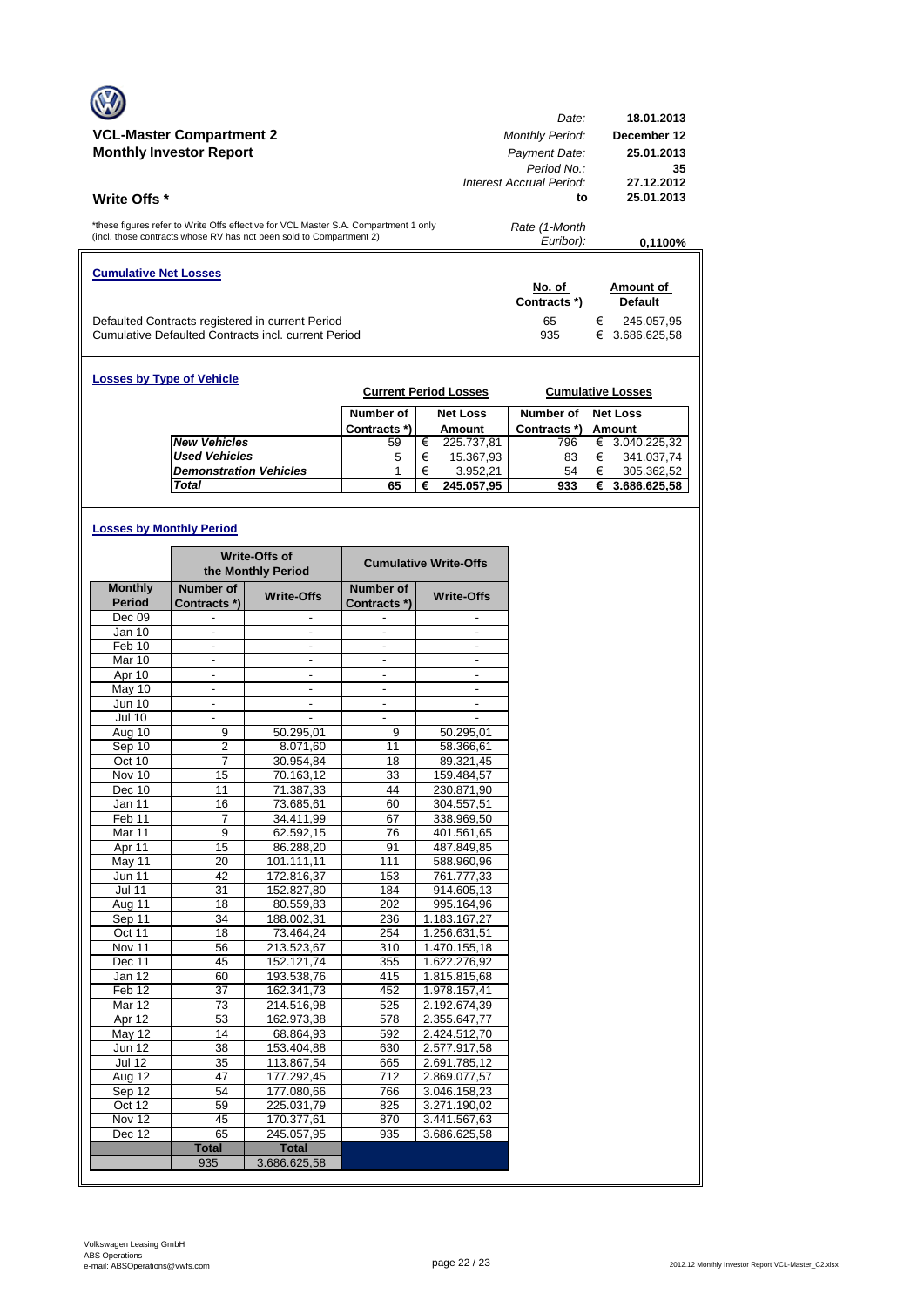**VCL-Master Compartment 2**
**Monthly Investor Report**

| | |
|---|---|
| *Date:* | **18.01.2013** |
| *Monthly Period:* | **December 12** |
| *Payment Date:* | **25.01.2013** |
| *Period No.:* | **35** |
| *Interest Accrual Period:* | **27.12.2012** |
| **to** | **25.01.2013** |
| *Rate (1-Month Euribor):* | **0,1100%** |

## Write Offs *

*these figures refer to Write Offs effective for VCL Master S.A. Compartment 1 only (incl. those contracts whose RV has not been sold to Compartment 2)

### Cumulative Net Losses

| | No. of Contracts *) | Amount of Default |
|---|---|---|
| Defaulted Contracts registered in current Period | 65 | € 245.057,95 |
| Cumulative Defaulted Contracts incl. current Period | 935 | € 3.686.625,58 |

### Losses by Type of Vehicle

| | Current Period Losses | | Cumulative Losses | |
|---|---|---|---|---|
| | Number of Contracts *) | Net Loss Amount | Number of Contracts *) | Net Loss Amount |
| *New Vehicles* | 59 | € 225.737,81 | 796 | € 3.040.225,32 |
| *Used Vehicles* | 5 | € 15.367,93 | 83 | € 341.037,74 |
| *Demonstration Vehicles* | 1 | € 3.952,21 | 54 | € 305.362,52 |
| ***Total*** | **65** | **€ 245.057,95** | **933** | **€ 3.686.625,58** |

### Losses by Monthly Period

| | Write-Offs of the Monthly Period | | Cumulative Write-Offs | |
|---|---|---|---|---|
| Monthly Period | Number of Contracts *) | Write-Offs | Number of Contracts *) | Write-Offs |
| Dec 09 | - | - | - | - |
| Jan 10 | - | - | - | - |
| Feb 10 | - | - | - | - |
| Mar 10 | - | - | - | - |
| Apr 10 | - | - | - | - |
| May 10 | - | - | - | - |
| Jun 10 | - | - | - | - |
| Jul 10 | - | - | - | - |
| Aug 10 | 9 | 50.295,01 | 9 | 50.295,01 |
| Sep 10 | 2 | 8.071,60 | 11 | 58.366,61 |
| Oct 10 | 7 | 30.954,84 | 18 | 89.321,45 |
| Nov 10 | 15 | 70.163,12 | 33 | 159.484,57 |
| Dec 10 | 11 | 71.387,33 | 44 | 230.871,90 |
| Jan 11 | 16 | 73.685,61 | 60 | 304.557,51 |
| Feb 11 | 7 | 34.411,99 | 67 | 338.969,50 |
| Mar 11 | 9 | 62.592,15 | 76 | 401.561,65 |
| Apr 11 | 15 | 86.288,20 | 91 | 487.849,85 |
| May 11 | 20 | 101.111,11 | 111 | 588.960,96 |
| Jun 11 | 42 | 172.816,37 | 153 | 761.777,33 |
| Jul 11 | 31 | 152.827,80 | 184 | 914.605,13 |
| Aug 11 | 18 | 80.559,83 | 202 | 995.164,96 |
| Sep 11 | 34 | 188.002,31 | 236 | 1.183.167,27 |
| Oct 11 | 18 | 73.464,24 | 254 | 1.256.631,51 |
| Nov 11 | 56 | 213.523,67 | 310 | 1.470.155,18 |
| Dec 11 | 45 | 152.121,74 | 355 | 1.622.276,92 |
| Jan 12 | 60 | 193.538,76 | 415 | 1.815.815,68 |
| Feb 12 | 37 | 162.341,73 | 452 | 1.978.157,41 |
| Mar 12 | 73 | 214.516,98 | 525 | 2.192.674,39 |
| Apr 12 | 53 | 162.973,38 | 578 | 2.355.647,77 |
| May 12 | 14 | 68.864,93 | 592 | 2.424.512,70 |
| Jun 12 | 38 | 153.404,88 | 630 | 2.577.917,58 |
| Jul 12 | 35 | 113.867,54 | 665 | 2.691.785,12 |
| Aug 12 | 47 | 177.292,45 | 712 | 2.869.077,57 |
| Sep 12 | 54 | 177.080,66 | 766 | 3.046.158,23 |
| Oct 12 | 59 | 225.031,79 | 825 | 3.271.190,02 |
| Nov 12 | 45 | 170.377,61 | 870 | 3.441.567,63 |
| Dec 12 | 65 | 245.057,95 | 935 | 3.686.625,58 |
| | **Total** | **Total** | | |
| | 935 | 3.686.625,58 | | |

Volkswagen Leasing GmbH
ABS Operations
e-mail: ABSOperations@vwfs.com

2012.12 Monthly Investor Report VCL-Master_C2.xlsx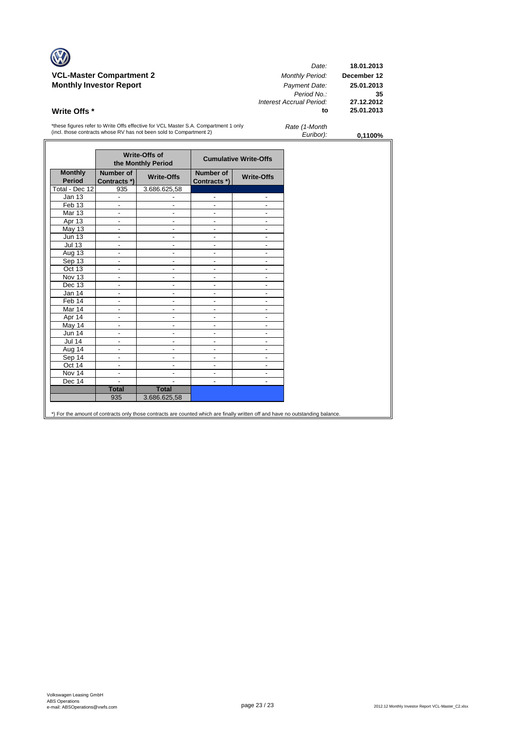**VCL-Master Compartment 2**
**Monthly Investor Report**

| | |
|---|---|
| *Date:* | **18.01.2013** |
| *Monthly Period:* | **December 12** |
| *Payment Date:* | **25.01.2013** |
| *Period No.:* | **35** |
| *Interest Accrual Period:* | **27.12.2012** |
| **to** | **25.01.2013** |
| *Rate (1-Month Euribor):* | **0,1100%** |

## Write Offs *

*these figures refer to Write Offs effective for VCL Master S.A. Compartment 1 only (incl. those contracts whose RV has not been sold to Compartment 2)

| | Write-Offs of the Monthly Period | | Cumulative Write-Offs | |
|---|---|---|---|---|
| **Monthly Period** | **Number of Contracts *)** | **Write-Offs** | **Number of Contracts *)** | **Write-Offs** |
| Total - Dec 12 | 935 | 3.686.625,58 | | |
| Jan 13 | - | - | - | - |
| Feb 13 | - | - | - | - |
| Mar 13 | - | - | - | - |
| Apr 13 | - | - | - | - |
| May 13 | - | - | - | - |
| Jun 13 | - | - | - | - |
| Jul 13 | - | - | - | - |
| Aug 13 | - | - | - | - |
| Sep 13 | - | - | - | - |
| Oct 13 | - | - | - | - |
| Nov 13 | - | - | - | - |
| Dec 13 | - | - | - | - |
| Jan 14 | - | - | - | - |
| Feb 14 | - | - | - | - |
| Mar 14 | - | - | - | - |
| Apr 14 | - | - | - | - |
| May 14 | - | - | - | - |
| Jun 14 | - | - | - | - |
| Jul 14 | - | - | - | - |
| Aug 14 | - | - | - | - |
| Sep 14 | - | - | - | - |
| Oct 14 | - | - | - | - |
| Nov 14 | - | - | - | - |
| Dec 14 | - | - | - | - |
| | **Total** | **Total** | | |
| | 935 | 3.686.625,58 | | |

*) For the amount of contracts only those contracts are counted which are finally written off and have no outstanding balance.